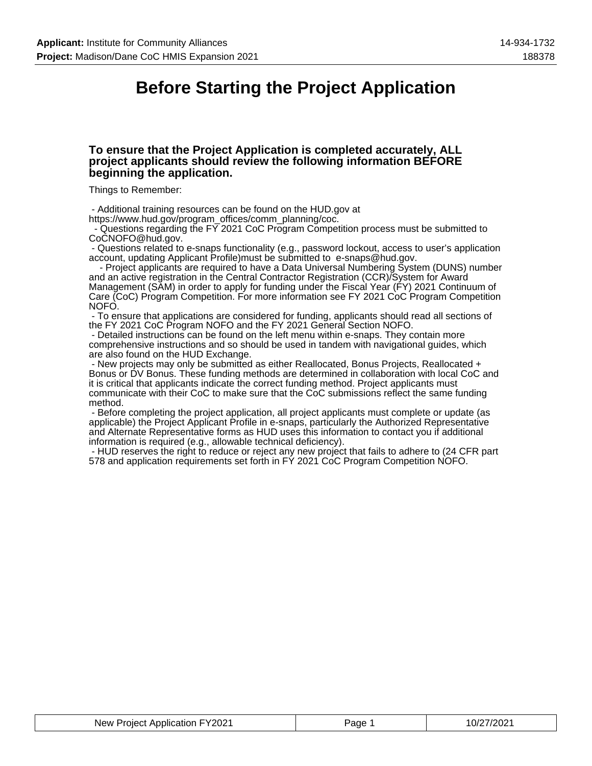# Before Starting the Project Application

### To ensure that the Project Application is completed accurately, ALL project applicants should review the following information BEFORE beginning the application.

Things to Remember:

- Additional training resources can be found on the HUD.gov at https://www.hud.gov/program_offices/comm_planning/coc.
- Questions regarding the FY 2021 CoC Program Competition process must be submitted to CoCNOFO@hud.gov.
- Questions related to e-snaps functionality (e.g., password lockout, access to user's application account, updating Applicant Profile)must be submitted to e-snaps@hud.gov.
- Project applicants are required to have a Data Universal Numbering System (DUNS) number and an active registration in the Central Contractor Registration (CCR)/System for Award Management (SAM) in order to apply for funding under the Fiscal Year (FY) 2021 Continuum of Care (CoC) Program Competition. For more information see FY 2021 CoC Program Competition NOFO.
- To ensure that applications are considered for funding, applicants should read all sections of the FY 2021 CoC Program NOFO and the FY 2021 General Section NOFO.
- Detailed instructions can be found on the left menu within e-snaps. They contain more comprehensive instructions and so should be used in tandem with navigational guides, which are also found on the HUD Exchange.
- New projects may only be submitted as either Reallocated, Bonus Projects, Reallocated + Bonus or DV Bonus. These funding methods are determined in collaboration with local CoC and it is critical that applicants indicate the correct funding method. Project applicants must communicate with their CoC to make sure that the CoC submissions reflect the same funding method.
- Before completing the project application, all project applicants must complete or update (as applicable) the Project Applicant Profile in e-snaps, particularly the Authorized Representative and Alternate Representative forms as HUD uses this information to contact you if additional information is required (e.g., allowable technical deficiency).
- HUD reserves the right to reduce or reject any new project that fails to adhere to (24 CFR part 578 and application requirements set forth in FY 2021 CoC Program Competition NOFO.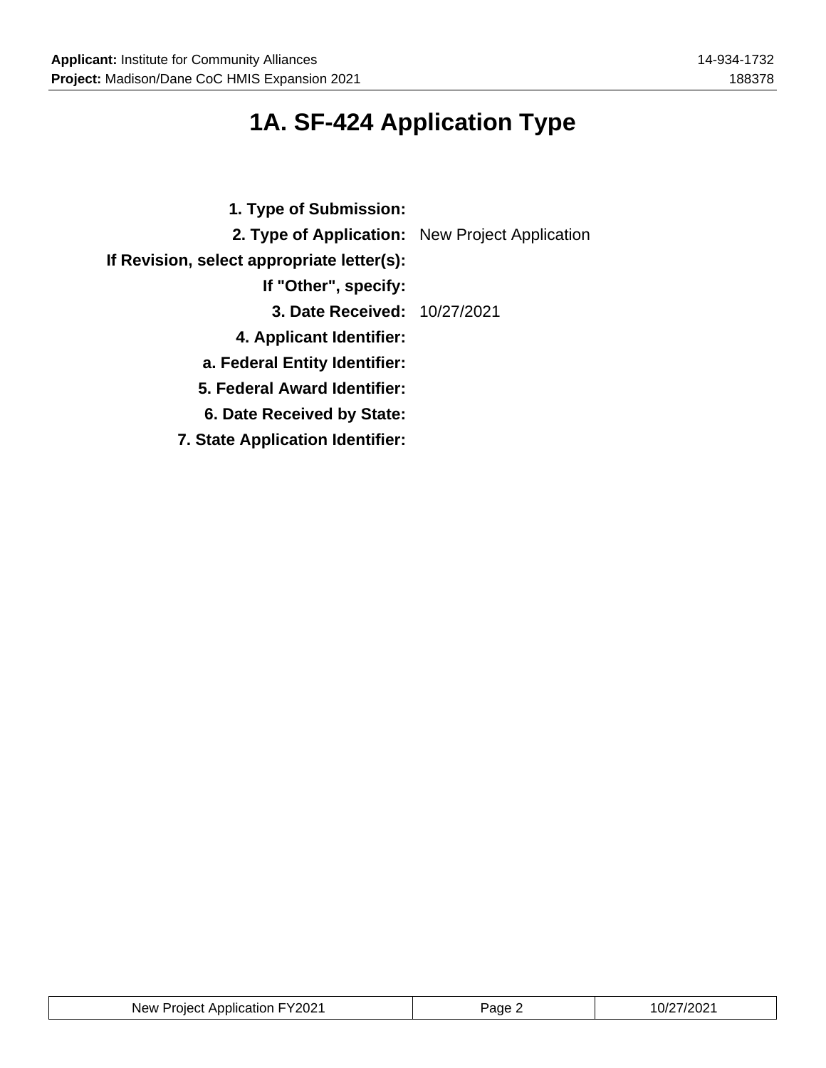# 1A. SF-424 Application Type

| | |
|---|---|
| **1. Type of Submission:** | |
| **2. Type of Application:** | New Project Application |
| **If Revision, select appropriate letter(s):** | |
| **If "Other", specify:** | |
| **3. Date Received:** | 10/27/2021 |
| **4. Applicant Identifier:** | |
| **a. Federal Entity Identifier:** | |
| **5. Federal Award Identifier:** | |
| **6. Date Received by State:** | |
| **7. State Application Identifier:** | |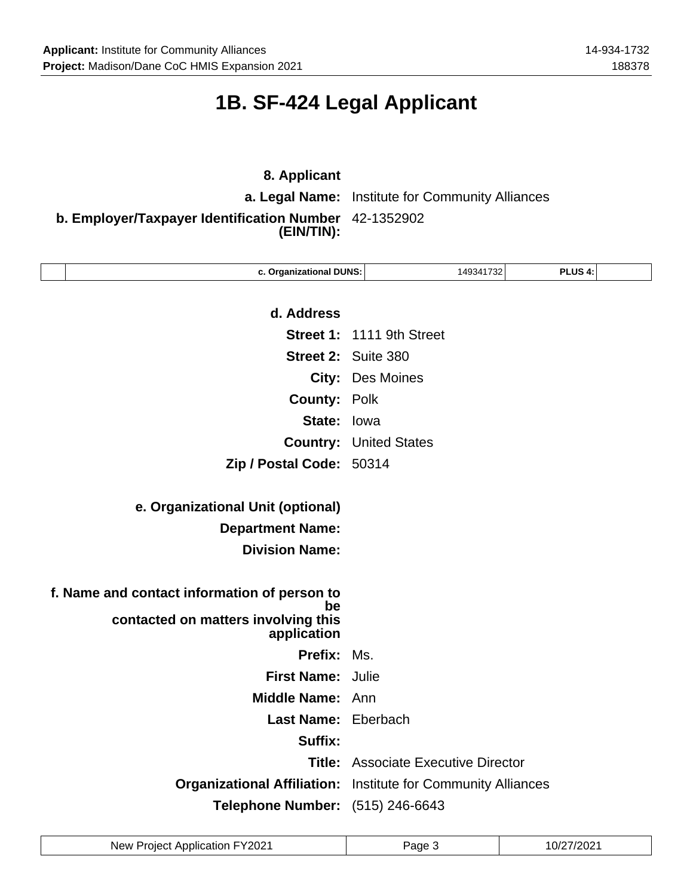# 1B. SF-424 Legal Applicant

**8. Applicant**

**a. Legal Name:** Institute for Community Alliances

**b. Employer/Taxpayer Identification Number (EIN/TIN):** 42-1352902

| | c. Organizational DUNS: | 149341732 | PLUS 4: | |
|---|---|---|---|---|

**d. Address**

**Street 1:** 1111 9th Street

**Street 2:** Suite 380

**City:** Des Moines

**County:** Polk

**State:** Iowa

**Country:** United States

**Zip / Postal Code:** 50314

**e. Organizational Unit (optional)**

**Department Name:**

**Division Name:**

**f. Name and contact information of person to be contacted on matters involving this application**

**Prefix:** Ms.

**First Name:** Julie

**Middle Name:** Ann

**Last Name:** Eberbach

**Suffix:**

**Title:** Associate Executive Director

**Organizational Affiliation:** Institute for Community Alliances

**Telephone Number:** (515) 246-6643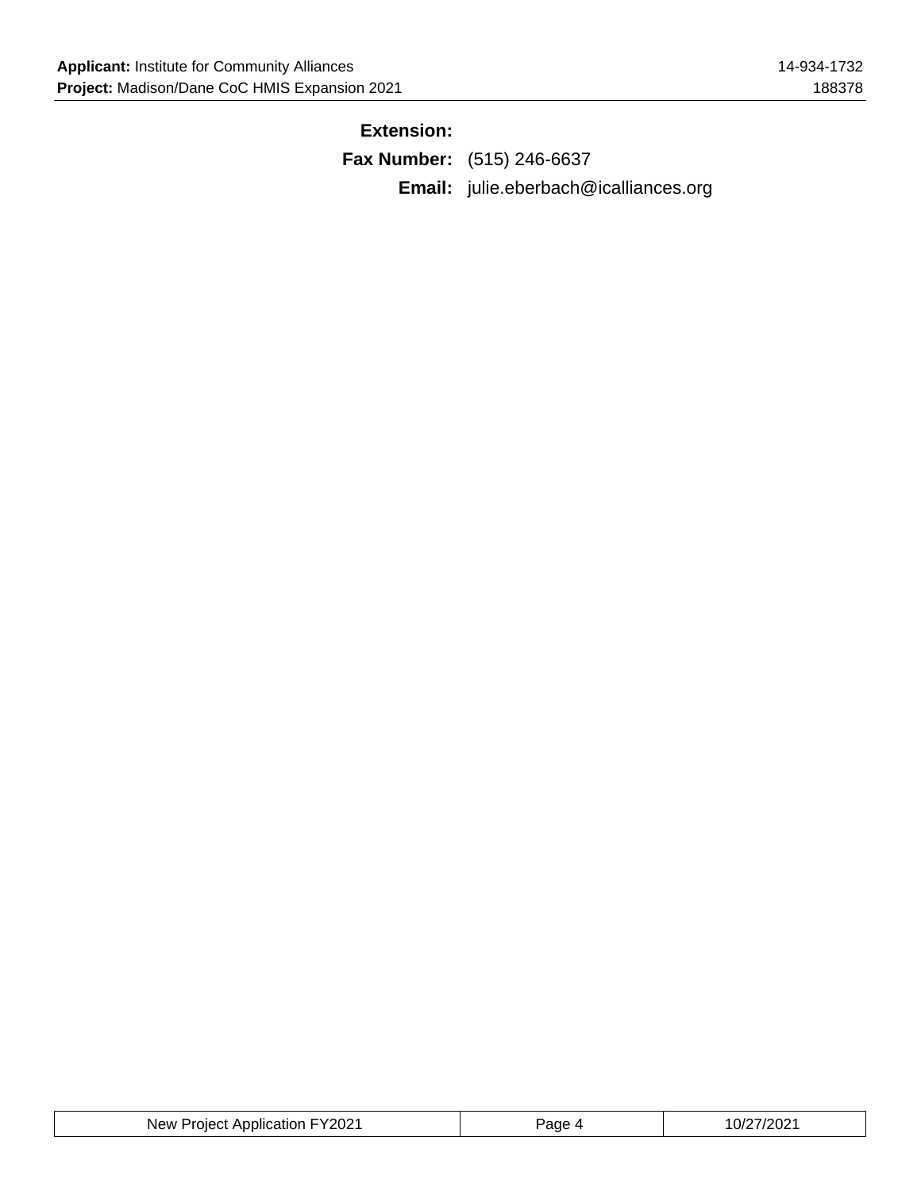**Extension:**

**Fax Number:** (515) 246-6637

**Email:** julie.eberbach@icalliances.org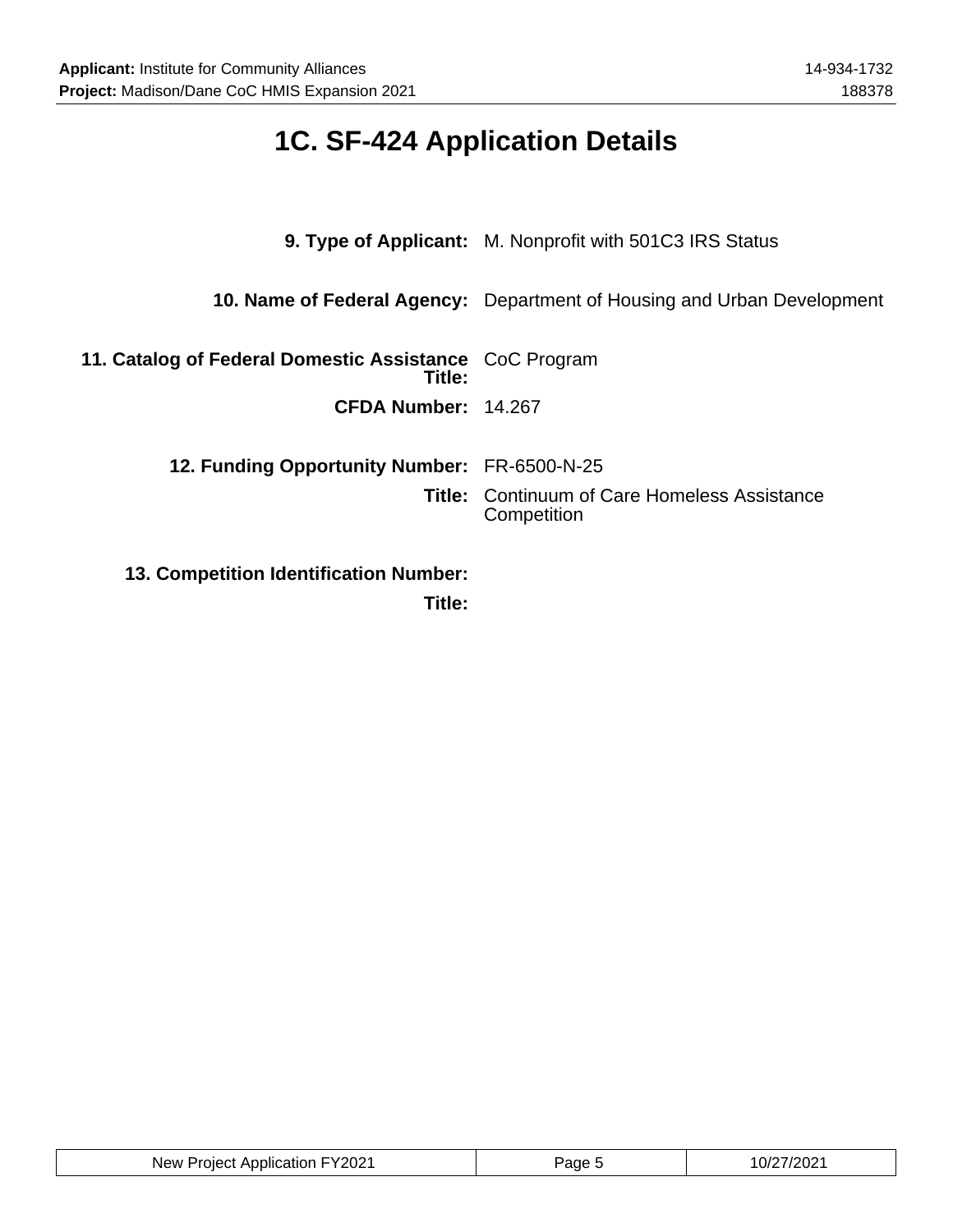# 1C. SF-424 Application Details

**9. Type of Applicant:** M. Nonprofit with 501C3 IRS Status

**10. Name of Federal Agency:** Department of Housing and Urban Development

**11. Catalog of Federal Domestic Assistance Title:** CoC Program

**CFDA Number:** 14.267

**12. Funding Opportunity Number:** FR-6500-N-25

**Title:** Continuum of Care Homeless Assistance Competition

**13. Competition Identification Number:**

**Title:**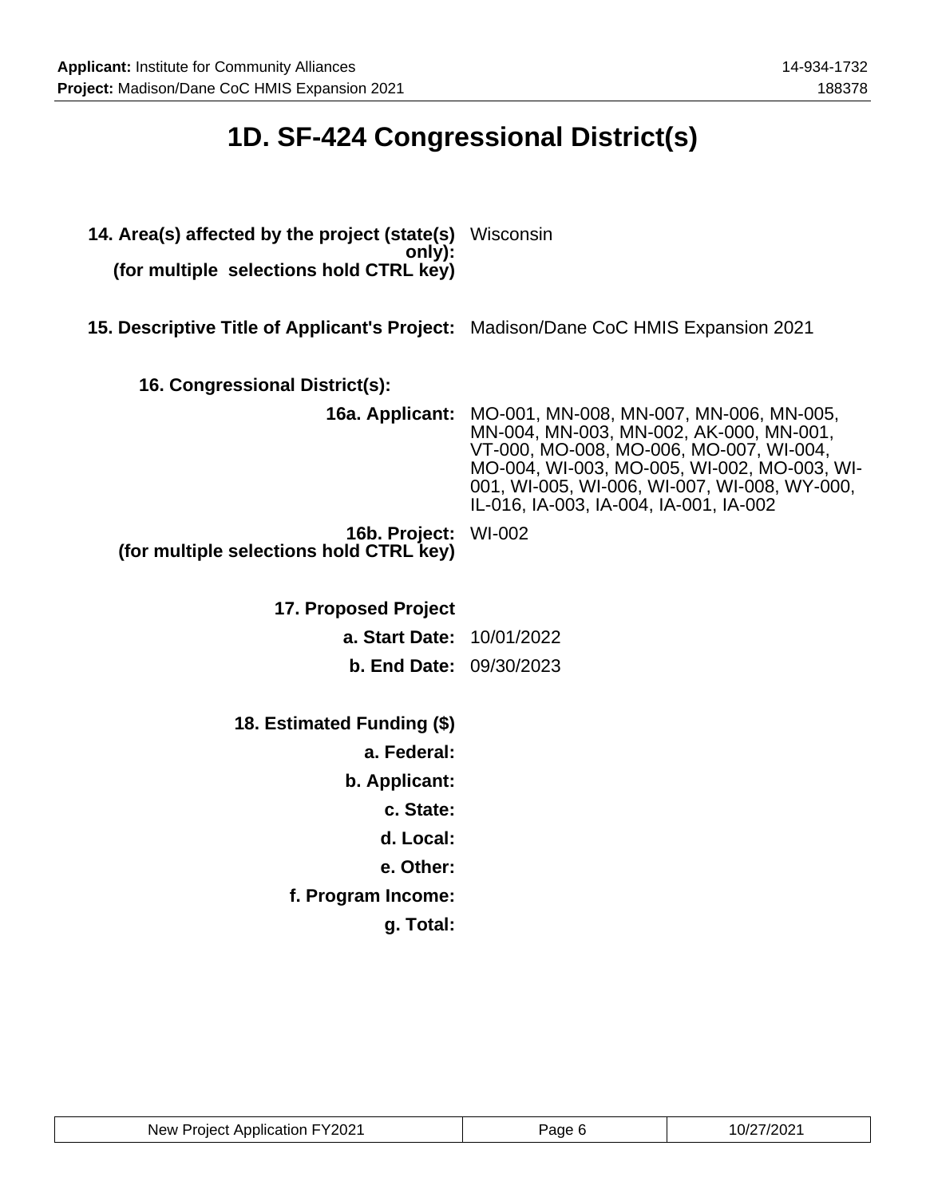# 1D. SF-424 Congressional District(s)

| | |
|---|---|
| **14. Area(s) affected by the project (state(s) only): (for multiple selections hold CTRL key)** | Wisconsin |
| **15. Descriptive Title of Applicant's Project:** | Madison/Dane CoC HMIS Expansion 2021 |
| **16. Congressional District(s):** | |
| **16a. Applicant:** | MO-001, MN-008, MN-007, MN-006, MN-005, MN-004, MN-003, MN-002, AK-000, MN-001, VT-000, MO-008, MO-006, MO-007, WI-004, MO-004, WI-003, MO-005, WI-002, MO-003, WI-001, WI-005, WI-006, WI-007, WI-008, WY-000, IL-016, IA-003, IA-004, IA-001, IA-002 |
| **16b. Project: (for multiple selections hold CTRL key)** | WI-002 |
| **17. Proposed Project** | |
| **a. Start Date:** | 10/01/2022 |
| **b. End Date:** | 09/30/2023 |
| **18. Estimated Funding ($)** | |
| **a. Federal:** | |
| **b. Applicant:** | |
| **c. State:** | |
| **d. Local:** | |
| **e. Other:** | |
| **f. Program Income:** | |
| **g. Total:** | |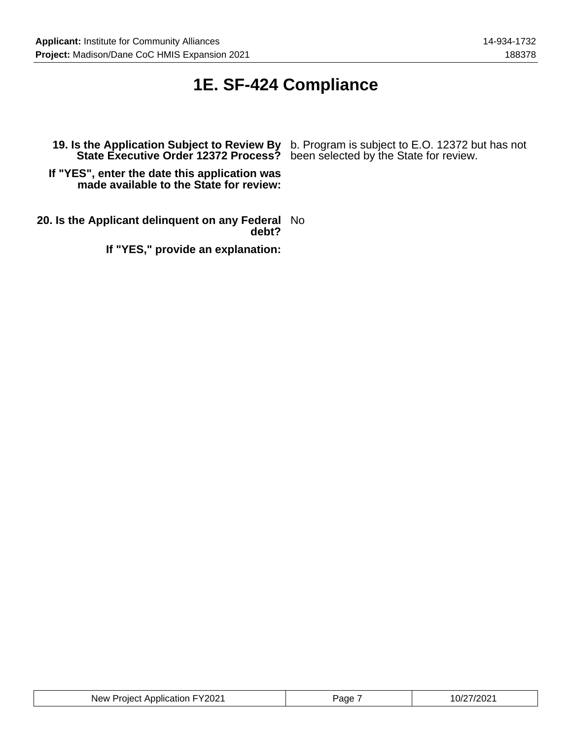# 1E. SF-424 Compliance

| | |
|---|---|
| **19. Is the Application Subject to Review By State Executive Order 12372 Process?** | b. Program is subject to E.O. 12372 but has not been selected by the State for review. |
| **If "YES", enter the date this application was made available to the State for review:** | |
| **20. Is the Applicant delinquent on any Federal debt?** | No |
| **If "YES," provide an explanation:** | |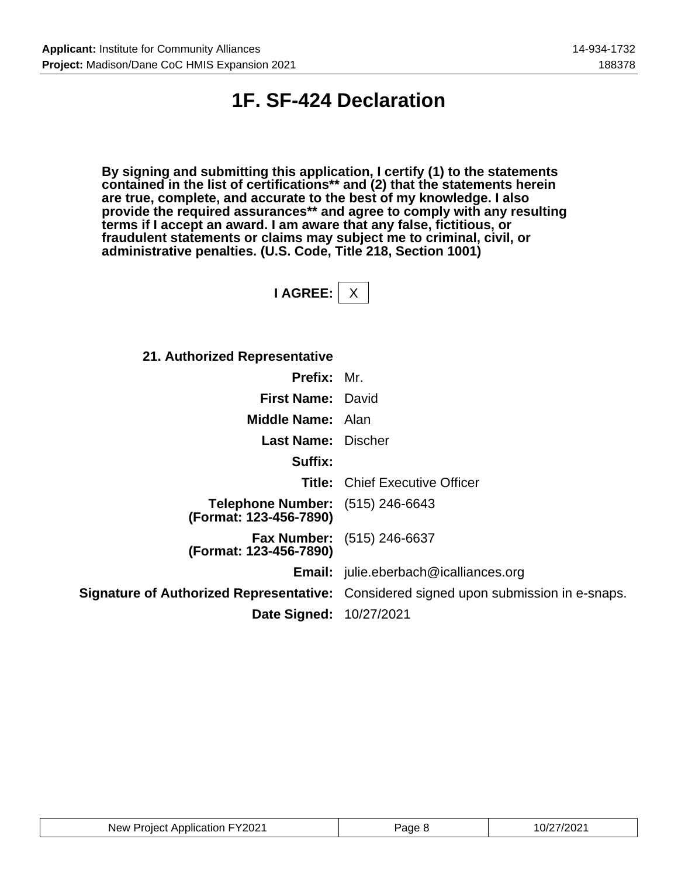# 1F. SF-424 Declaration

**By signing and submitting this application, I certify (1) to the statements contained in the list of certifications** and (2) that the statements herein are true, complete, and accurate to the best of my knowledge. I also provide the required assurances** and agree to comply with any resulting terms if I accept an award. I am aware that any false, fictitious, or fraudulent statements or claims may subject me to criminal, civil, or administrative penalties. (U.S. Code, Title 218, Section 1001)**

**I AGREE:** X

**21. Authorized Representative**

| | |
|---|---|
| **Prefix:** | Mr. |
| **First Name:** | David |
| **Middle Name:** | Alan |
| **Last Name:** | Discher |
| **Suffix:** | |
| **Title:** | Chief Executive Officer |
| **Telephone Number: (Format: 123-456-7890)** | (515) 246-6643 |
| **Fax Number: (Format: 123-456-7890)** | (515) 246-6637 |
| **Email:** | julie.eberbach@icalliances.org |
| **Signature of Authorized Representative:** | Considered signed upon submission in e-snaps. |
| **Date Signed:** | 10/27/2021 |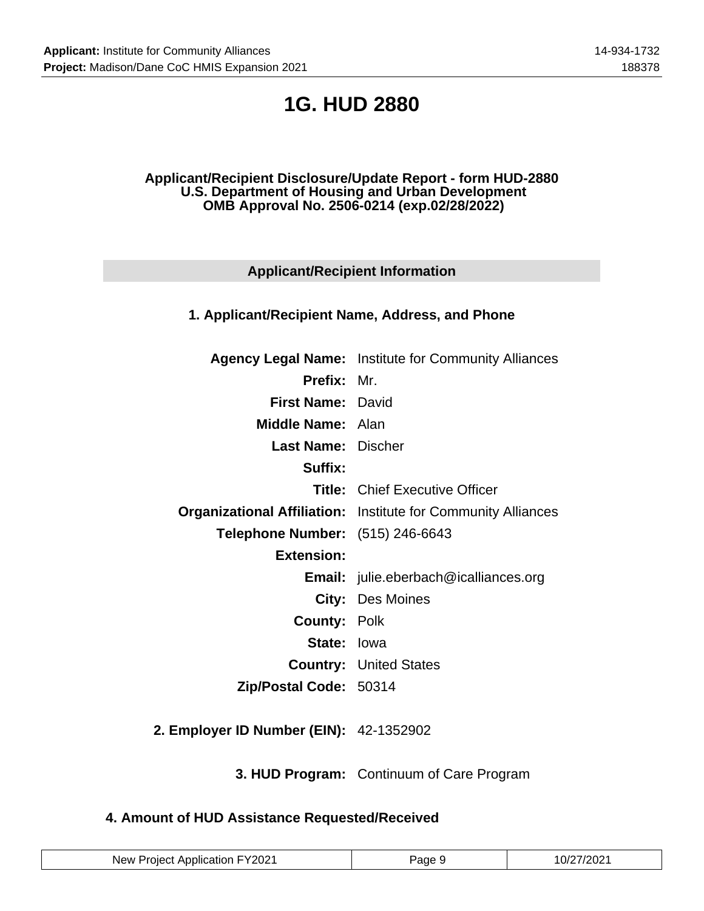# 1G. HUD 2880

**Applicant/Recipient Disclosure/Update Report - form HUD-2880**
**U.S. Department of Housing and Urban Development**
**OMB Approval No. 2506-0214 (exp.02/28/2022)**

## Applicant/Recipient Information

### 1. Applicant/Recipient Name, Address, and Phone

| | |
|---|---|
| **Agency Legal Name:** | Institute for Community Alliances |
| **Prefix:** | Mr. |
| **First Name:** | David |
| **Middle Name:** | Alan |
| **Last Name:** | Discher |
| **Suffix:** | |
| **Title:** | Chief Executive Officer |
| **Organizational Affiliation:** | Institute for Community Alliances |
| **Telephone Number:** | (515) 246-6643 |
| **Extension:** | |
| **Email:** | julie.eberbach@icalliances.org |
| **City:** | Des Moines |
| **County:** | Polk |
| **State:** | Iowa |
| **Country:** | United States |
| **Zip/Postal Code:** | 50314 |

**2. Employer ID Number (EIN):** 42-1352902

**3. HUD Program:** Continuum of Care Program

### 4. Amount of HUD Assistance Requested/Received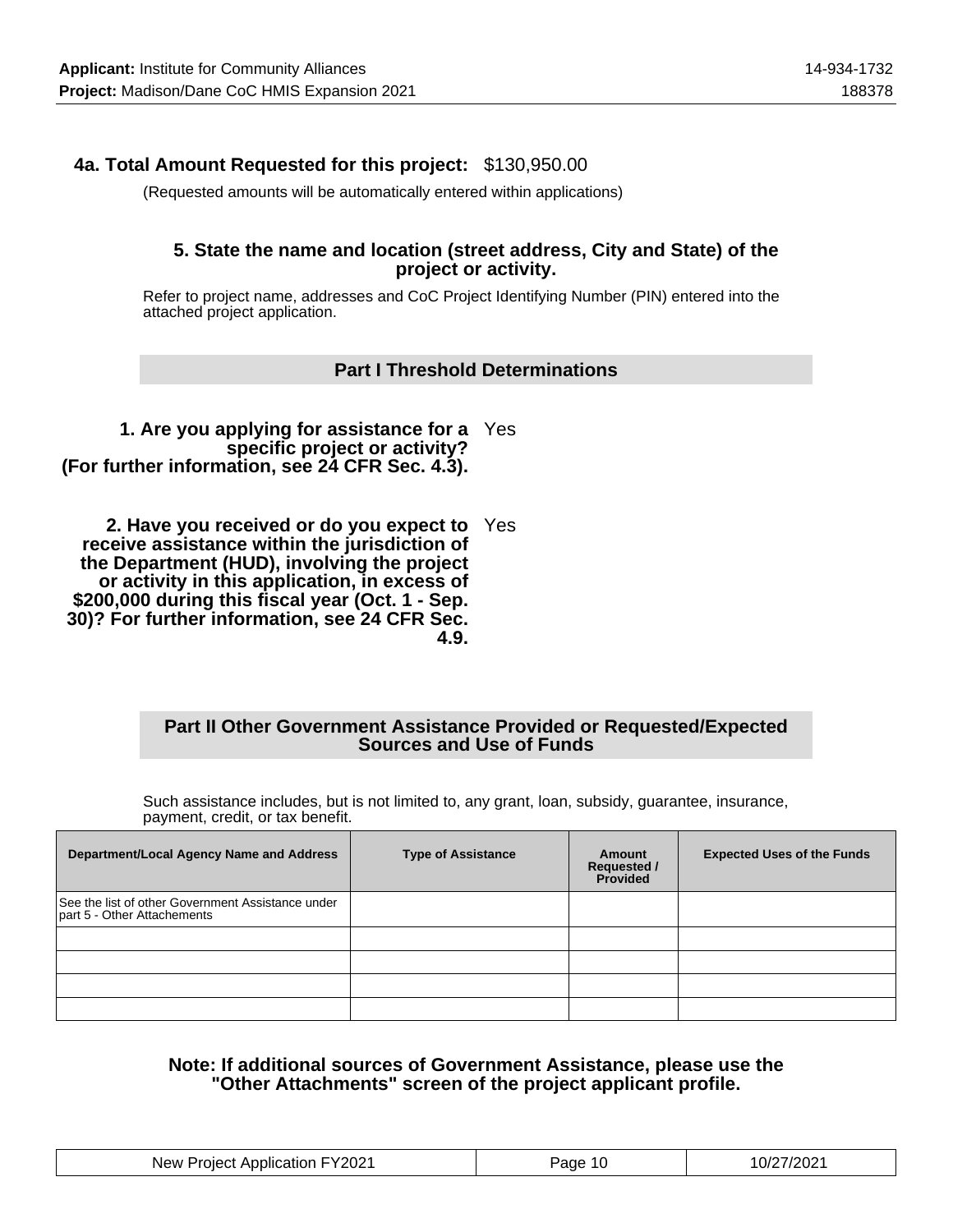**4a. Total Amount Requested for this project:** $130,950.00

(Requested amounts will be automatically entered within applications)

**5. State the name and location (street address, City and State) of the project or activity.**

Refer to project name, addresses and CoC Project Identifying Number (PIN) entered into the attached project application.

## Part I Threshold Determinations

**1. Are you applying for assistance for a specific project or activity? (For further information, see 24 CFR Sec. 4.3).** Yes

**2. Have you received or do you expect to receive assistance within the jurisdiction of the Department (HUD), involving the project or activity in this application, in excess of $200,000 during this fiscal year (Oct. 1 - Sep. 30)? For further information, see 24 CFR Sec. 4.9.** Yes

## Part II Other Government Assistance Provided or Requested/Expected Sources and Use of Funds

Such assistance includes, but is not limited to, any grant, loan, subsidy, guarantee, insurance, payment, credit, or tax benefit.

| Department/Local Agency Name and Address | Type of Assistance | Amount Requested / Provided | Expected Uses of the Funds |
|---|---|---|---|
| See the list of other Government Assistance under part 5 - Other Attachements | | | |
| | | | |
| | | | |
| | | | |
| | | | |

**Note: If additional sources of Government Assistance, please use the "Other Attachments" screen of the project applicant profile.**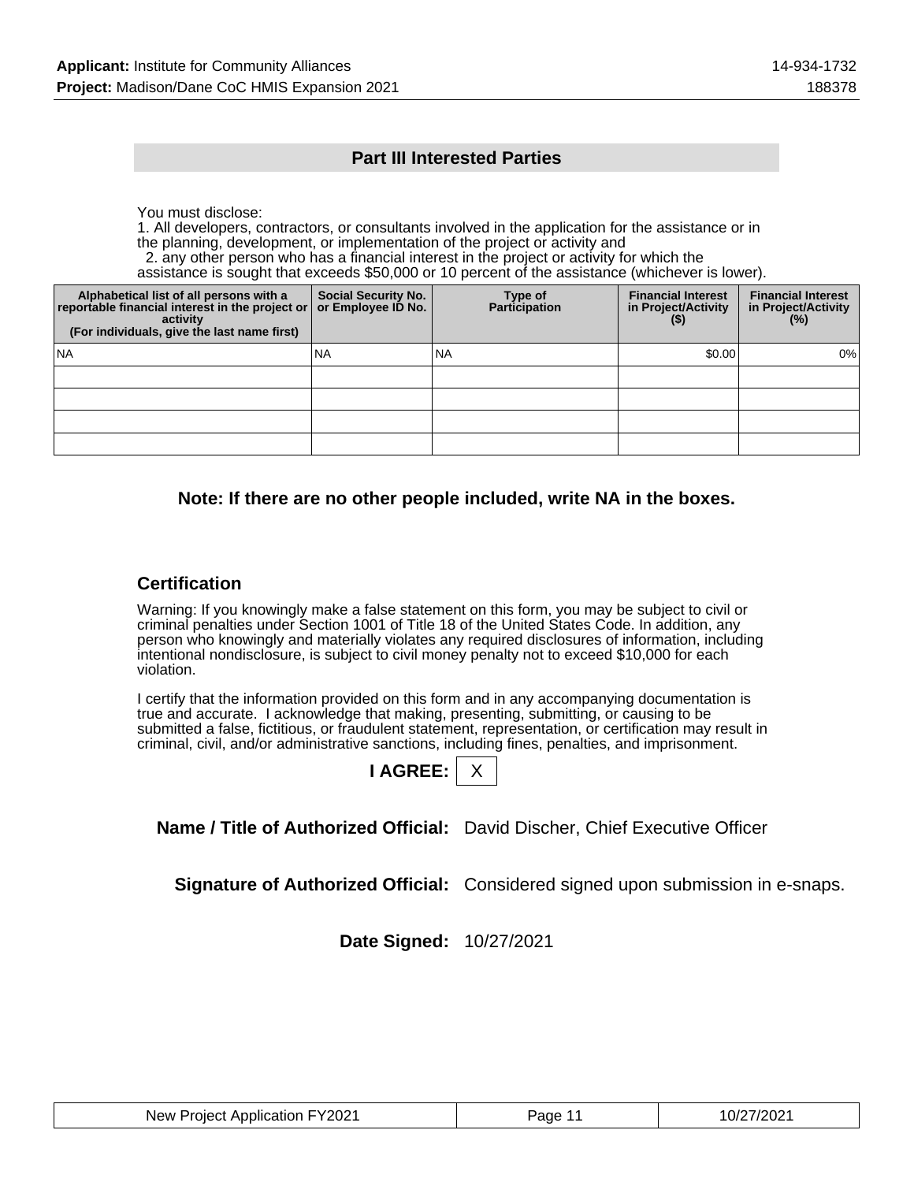## Part III Interested Parties

You must disclose:
1. All developers, contractors, or consultants involved in the application for the assistance or in the planning, development, or implementation of the project or activity and
2. any other person who has a financial interest in the project or activity for which the assistance is sought that exceeds $50,000 or 10 percent of the assistance (whichever is lower).

| Alphabetical list of all persons with a reportable financial interest in the project or activity (For individuals, give the last name first) | Social Security No. or Employee ID No. | Type of Participation | Financial Interest in Project/Activity ($) | Financial Interest in Project/Activity (%) |
|---|---|---|---|---|
| NA | NA | NA | $0.00 | 0% |
| | | | | |
| | | | | |
| | | | | |
| | | | | |

**Note: If there are no other people included, write NA in the boxes.**

### Certification

Warning: If you knowingly make a false statement on this form, you may be subject to civil or criminal penalties under Section 1001 of Title 18 of the United States Code. In addition, any person who knowingly and materially violates any required disclosures of information, including intentional nondisclosure, is subject to civil money penalty not to exceed $10,000 for each violation.

I certify that the information provided on this form and in any accompanying documentation is true and accurate. I acknowledge that making, presenting, submitting, or causing to be submitted a false, fictitious, or fraudulent statement, representation, or certification may result in criminal, civil, and/or administrative sanctions, including fines, penalties, and imprisonment.

**I AGREE:** X

**Name / Title of Authorized Official:** David Discher, Chief Executive Officer

**Signature of Authorized Official:** Considered signed upon submission in e-snaps.

**Date Signed:** 10/27/2021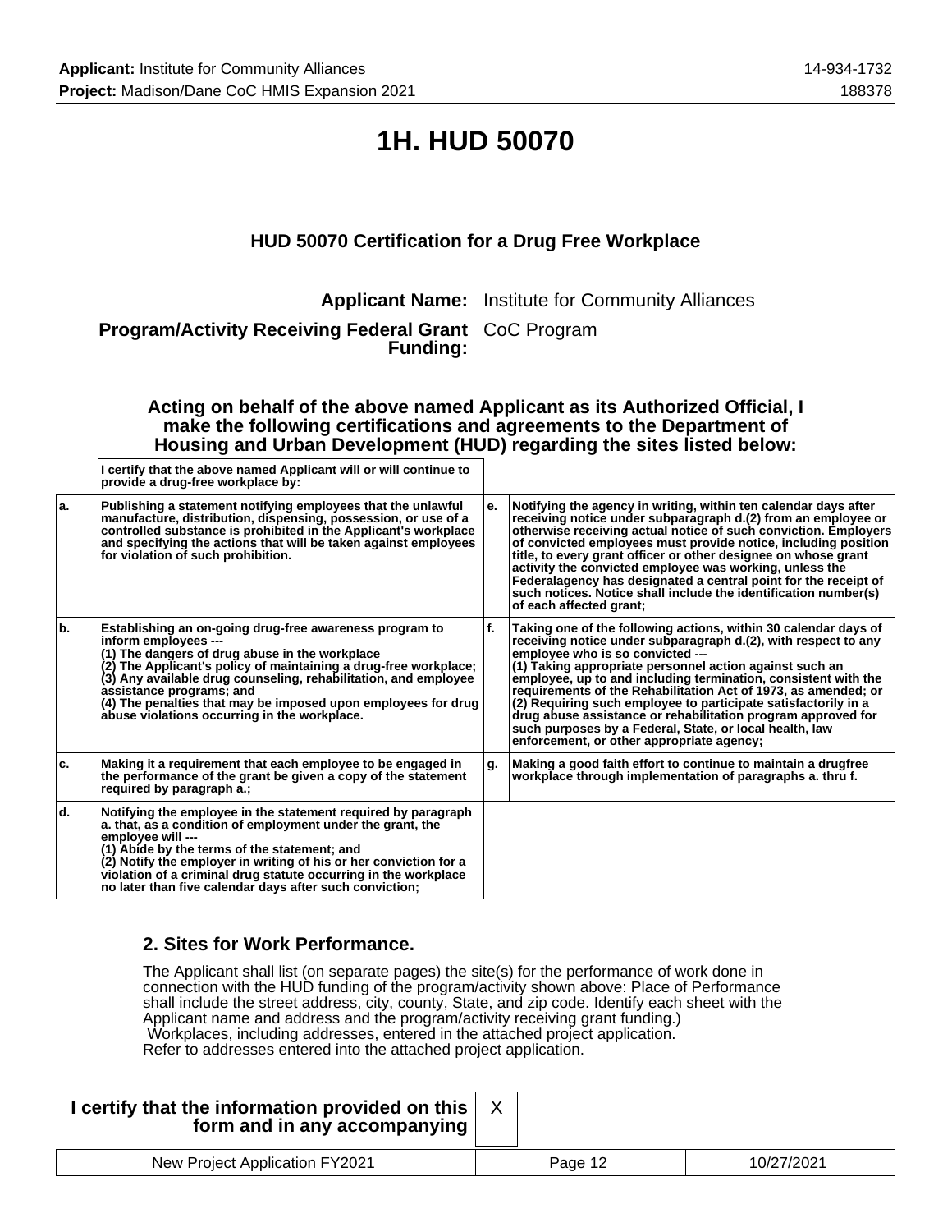# 1H. HUD 50070

## HUD 50070 Certification for a Drug Free Workplace

**Applicant Name:** Institute for Community Alliances

**Program/Activity Receiving Federal Grant Funding:** CoC Program

**Acting on behalf of the above named Applicant as its Authorized Official, I make the following certifications and agreements to the Department of Housing and Urban Development (HUD) regarding the sites listed below:**

**I certify that the above named Applicant will or will continue to provide a drug-free workplace by:**

| | | | |
|---|---|---|---|
| **a.** | **Publishing a statement notifying employees that the unlawful manufacture, distribution, dispensing, possession, or use of a controlled substance is prohibited in the Applicant's workplace and specifying the actions that will be taken against employees for violation of such prohibition.** | **e.** | **Notifying the agency in writing, within ten calendar days after receiving notice under subparagraph d.(2) from an employee or otherwise receiving actual notice of such conviction. Employers of convicted employees must provide notice, including position title, to every grant officer or other designee on whose grant activity the convicted employee was working, unless the Federalagency has designated a central point for the receipt of such notices. Notice shall include the identification number(s) of each affected grant;** |
| **b.** | **Establishing an on-going drug-free awareness program to inform employees --- (1) The dangers of drug abuse in the workplace (2) The Applicant's policy of maintaining a drug-free workplace; (3) Any available drug counseling, rehabilitation, and employee assistance programs; and (4) The penalties that may be imposed upon employees for drug abuse violations occurring in the workplace.** | **f.** | **Taking one of the following actions, within 30 calendar days of receiving notice under subparagraph d.(2), with respect to any employee who is so convicted --- (1) Taking appropriate personnel action against such an employee, up to and including termination, consistent with the requirements of the Rehabilitation Act of 1973, as amended; or (2) Requiring such employee to participate satisfactorily in a drug abuse assistance or rehabilitation program approved for such purposes by a Federal, State, or local health, law enforcement, or other appropriate agency;** |
| **c.** | **Making it a requirement that each employee to be engaged in the performance of the grant be given a copy of the statement required by paragraph a.;** | **g.** | **Making a good faith effort to continue to maintain a drugfree workplace through implementation of paragraphs a. thru f.** |
| **d.** | **Notifying the employee in the statement required by paragraph a. that, as a condition of employment under the grant, the employee will --- (1) Abide by the terms of the statement; and (2) Notify the employer in writing of his or her conviction for a violation of a criminal drug statute occurring in the workplace no later than five calendar days after such conviction;** | | |

### 2. Sites for Work Performance.

The Applicant shall list (on separate pages) the site(s) for the performance of work done in connection with the HUD funding of the program/activity shown above: Place of Performance shall include the street address, city, county, State, and zip code. Identify each sheet with the Applicant name and address and the program/activity receiving grant funding.)
Workplaces, including addresses, entered in the attached project application.
Refer to addresses entered into the attached project application.

**I certify that the information provided on this form and in any accompanying** X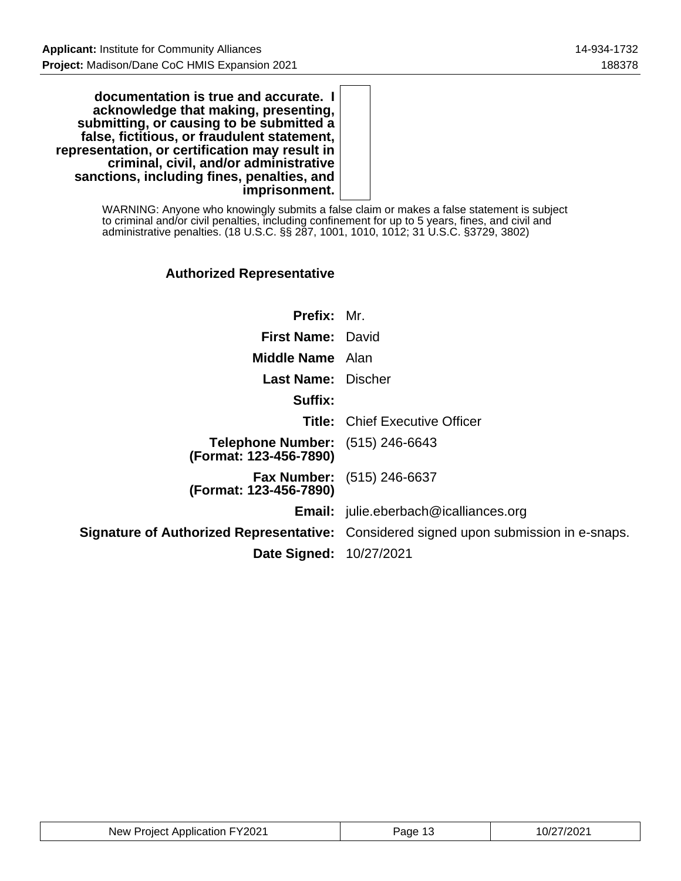| | |
|---|---|
| **documentation is true and accurate. I acknowledge that making, presenting, submitting, or causing to be submitted a false, fictitious, or fraudulent statement, representation, or certification may result in criminal, civil, and/or administrative sanctions, including fines, penalties, and imprisonment.** | |

WARNING: Anyone who knowingly submits a false claim or makes a false statement is subject to criminal and/or civil penalties, including confinement for up to 5 years, fines, and civil and administrative penalties. (18 U.S.C. §§ 287, 1001, 1010, 1012; 31 U.S.C. §3729, 3802)

### Authorized Representative

| | |
|---|---|
| **Prefix:** | Mr. |
| **First Name:** | David |
| **Middle Name** | Alan |
| **Last Name:** | Discher |
| **Suffix:** | |
| **Title:** | Chief Executive Officer |
| **Telephone Number: (Format: 123-456-7890)** | (515) 246-6643 |
| **Fax Number: (Format: 123-456-7890)** | (515) 246-6637 |
| **Email:** | julie.eberbach@icalliances.org |
| **Signature of Authorized Representative:** | Considered signed upon submission in e-snaps. |
| **Date Signed:** | 10/27/2021 |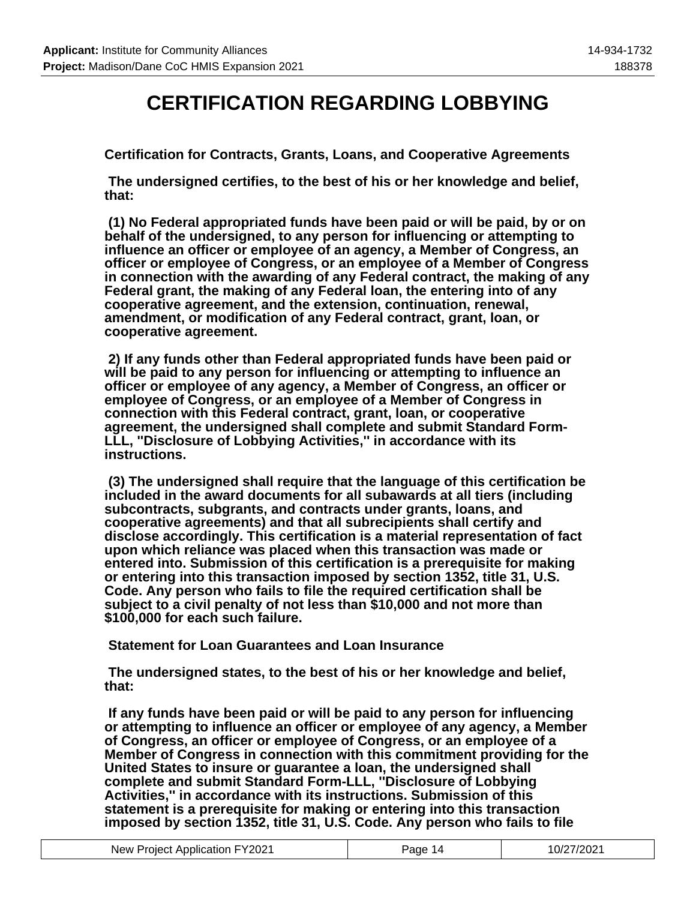# CERTIFICATION REGARDING LOBBYING

**Certification for Contracts, Grants, Loans, and Cooperative Agreements**

**The undersigned certifies, to the best of his or her knowledge and belief, that:**

**(1) No Federal appropriated funds have been paid or will be paid, by or on behalf of the undersigned, to any person for influencing or attempting to influence an officer or employee of an agency, a Member of Congress, an officer or employee of Congress, or an employee of a Member of Congress in connection with the awarding of any Federal contract, the making of any Federal grant, the making of any Federal loan, the entering into of any cooperative agreement, and the extension, continuation, renewal, amendment, or modification of any Federal contract, grant, loan, or cooperative agreement.**

**2) If any funds other than Federal appropriated funds have been paid or will be paid to any person for influencing or attempting to influence an officer or employee of any agency, a Member of Congress, an officer or employee of Congress, or an employee of a Member of Congress in connection with this Federal contract, grant, loan, or cooperative agreement, the undersigned shall complete and submit Standard Form-LLL, "Disclosure of Lobbying Activities," in accordance with its instructions.**

**(3) The undersigned shall require that the language of this certification be included in the award documents for all subawards at all tiers (including subcontracts, subgrants, and contracts under grants, loans, and cooperative agreements) and that all subrecipients shall certify and disclose accordingly. This certification is a material representation of fact upon which reliance was placed when this transaction was made or entered into. Submission of this certification is a prerequisite for making or entering into this transaction imposed by section 1352, title 31, U.S. Code. Any person who fails to file the required certification shall be subject to a civil penalty of not less than $10,000 and not more than $100,000 for each such failure.**

**Statement for Loan Guarantees and Loan Insurance**

**The undersigned states, to the best of his or her knowledge and belief, that:**

**If any funds have been paid or will be paid to any person for influencing or attempting to influence an officer or employee of any agency, a Member of Congress, an officer or employee of Congress, or an employee of a Member of Congress in connection with this commitment providing for the United States to insure or guarantee a loan, the undersigned shall complete and submit Standard Form-LLL, "Disclosure of Lobbying Activities," in accordance with its instructions. Submission of this statement is a prerequisite for making or entering into this transaction imposed by section 1352, title 31, U.S. Code. Any person who fails to file**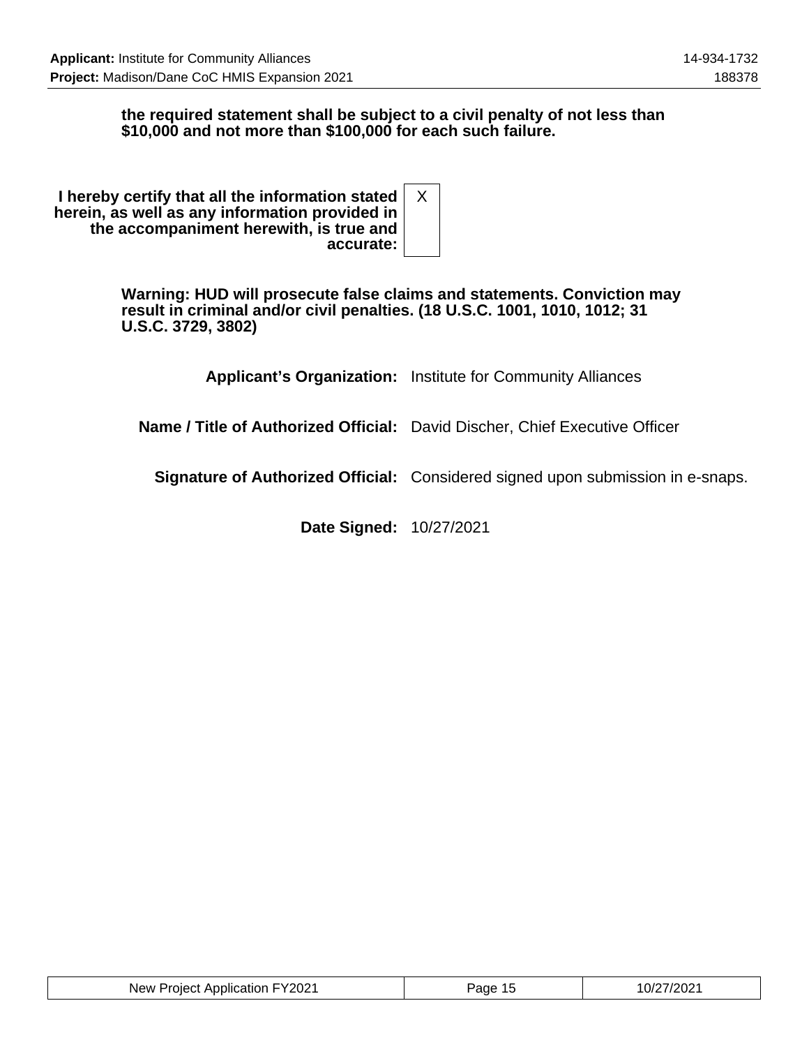**the required statement shall be subject to a civil penalty of not less than $10,000 and not more than $100,000 for each such failure.**

| **I hereby certify that all the information stated herein, as well as any information provided in the accompaniment herewith, is true and accurate:** | X |
|---|---|

**Warning: HUD will prosecute false claims and statements. Conviction may result in criminal and/or civil penalties. (18 U.S.C. 1001, 1010, 1012; 31 U.S.C. 3729, 3802)**

| | |
|---|---|
| **Applicant's Organization:** | Institute for Community Alliances |
| **Name / Title of Authorized Official:** | David Discher, Chief Executive Officer |
| **Signature of Authorized Official:** | Considered signed upon submission in e-snaps. |
| **Date Signed:** | 10/27/2021 |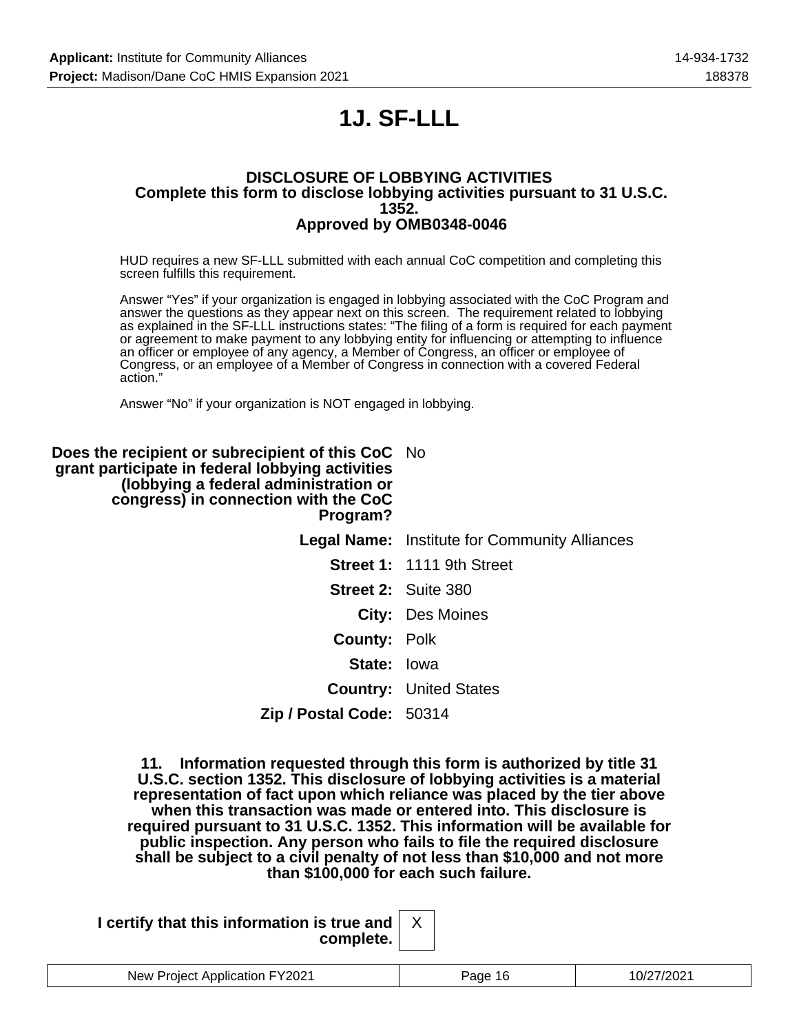# 1J. SF-LLL

**DISCLOSURE OF LOBBYING ACTIVITIES**
**Complete this form to disclose lobbying activities pursuant to 31 U.S.C. 1352.**
**Approved by OMB0348-0046**

HUD requires a new SF-LLL submitted with each annual CoC competition and completing this screen fulfills this requirement.

Answer “Yes” if your organization is engaged in lobbying associated with the CoC Program and answer the questions as they appear next on this screen. The requirement related to lobbying as explained in the SF-LLL instructions states: “The filing of a form is required for each payment or agreement to make payment to any lobbying entity for influencing or attempting to influence an officer or employee of any agency, a Member of Congress, an officer or employee of Congress, or an employee of a Member of Congress in connection with a covered Federal action.”

Answer “No” if your organization is NOT engaged in lobbying.

**Does the recipient or subrecipient of this CoC grant participate in federal lobbying activities (lobbying a federal administration or congress) in connection with the CoC Program?** No

**Legal Name:** Institute for Community Alliances

**Street 1:** 1111 9th Street

**Street 2:** Suite 380

**City:** Des Moines

**County:** Polk

**State:** Iowa

**Country:** United States

**Zip / Postal Code:** 50314

**11. Information requested through this form is authorized by title 31 U.S.C. section 1352. This disclosure of lobbying activities is a material representation of fact upon which reliance was placed by the tier above when this transaction was made or entered into. This disclosure is required pursuant to 31 U.S.C. 1352. This information will be available for public inspection. Any person who fails to file the required disclosure shall be subject to a civil penalty of not less than $10,000 and not more than $100,000 for each such failure.**

**I certify that this information is true and complete.** X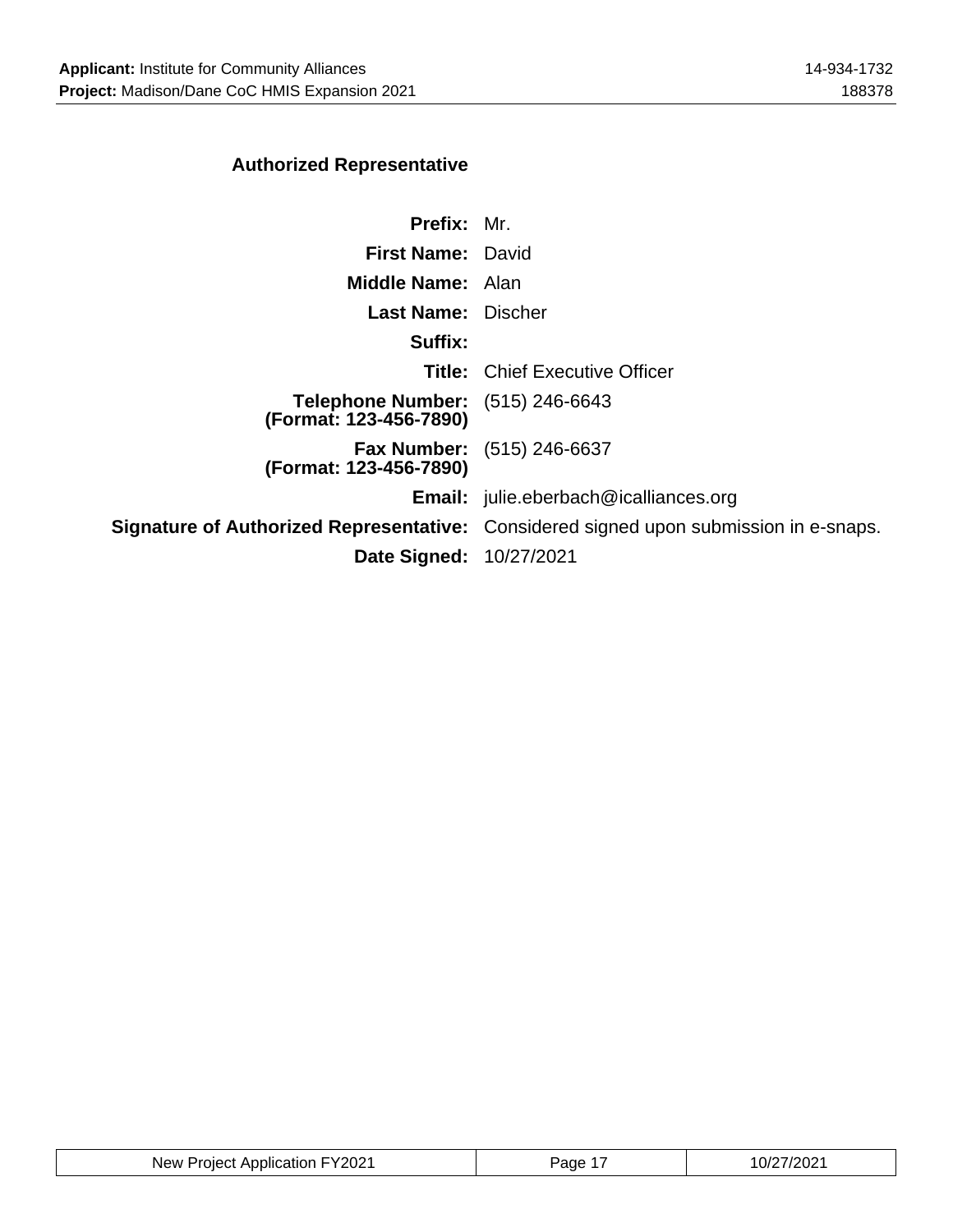## Authorized Representative

| | |
|---|---|
| **Prefix:** | Mr. |
| **First Name:** | David |
| **Middle Name:** | Alan |
| **Last Name:** | Discher |
| **Suffix:** | |
| **Title:** | Chief Executive Officer |
| **Telephone Number: (Format: 123-456-7890)** | (515) 246-6643 |
| **Fax Number: (Format: 123-456-7890)** | (515) 246-6637 |
| **Email:** | julie.eberbach@icalliances.org |
| **Signature of Authorized Representative:** | Considered signed upon submission in e-snaps. |
| **Date Signed:** | 10/27/2021 |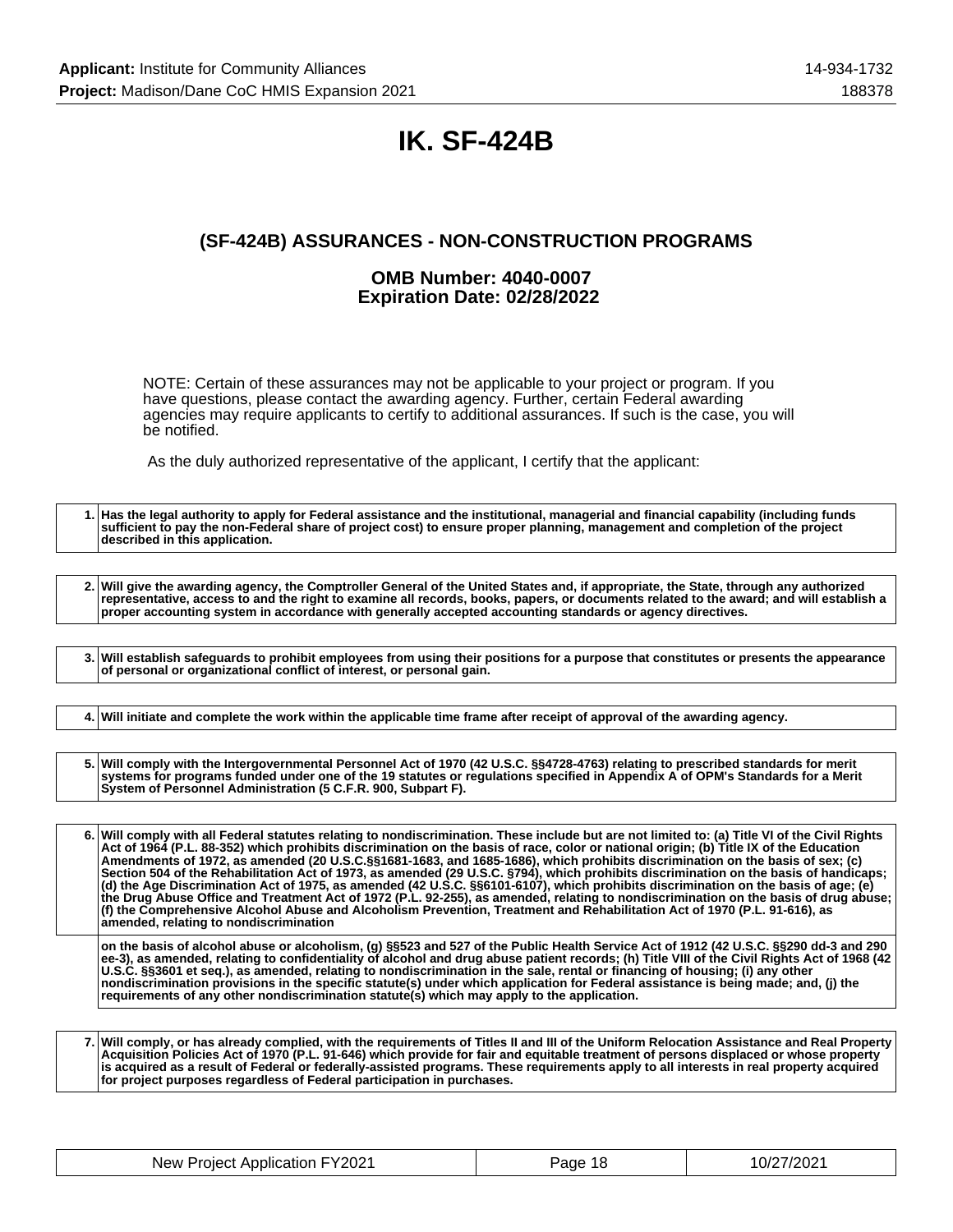# IK. SF-424B

## (SF-424B) ASSURANCES - NON-CONSTRUCTION PROGRAMS

### OMB Number: 4040-0007
### Expiration Date: 02/28/2022

NOTE: Certain of these assurances may not be applicable to your project or program. If you have questions, please contact the awarding agency. Further, certain Federal awarding agencies may require applicants to certify to additional assurances. If such is the case, you will be notified.

As the duly authorized representative of the applicant, I certify that the applicant:

| | |
|---|---|
| 1. | **Has the legal authority to apply for Federal assistance and the institutional, managerial and financial capability (including funds sufficient to pay the non-Federal share of project cost) to ensure proper planning, management and completion of the project described in this application.** |

| | |
|---|---|
| 2. | **Will give the awarding agency, the Comptroller General of the United States and, if appropriate, the State, through any authorized representative, access to and the right to examine all records, books, papers, or documents related to the award; and will establish a proper accounting system in accordance with generally accepted accounting standards or agency directives.** |

| | |
|---|---|
| 3. | **Will establish safeguards to prohibit employees from using their positions for a purpose that constitutes or presents the appearance of personal or organizational conflict of interest, or personal gain.** |

| | |
|---|---|
| 4. | **Will initiate and complete the work within the applicable time frame after receipt of approval of the awarding agency.** |

| | |
|---|---|
| 5. | **Will comply with the Intergovernmental Personnel Act of 1970 (42 U.S.C. §§4728-4763) relating to prescribed standards for merit systems for programs funded under one of the 19 statutes or regulations specified in Appendix A of OPM's Standards for a Merit System of Personnel Administration (5 C.F.R. 900, Subpart F).** |

| | |
|---|---|
| 6. | **Will comply with all Federal statutes relating to nondiscrimination. These include but are not limited to: (a) Title VI of the Civil Rights Act of 1964 (P.L. 88-352) which prohibits discrimination on the basis of race, color or national origin; (b) Title IX of the Education Amendments of 1972, as amended (20 U.S.C.§§1681-1683, and 1685-1686), which prohibits discrimination on the basis of sex; (c) Section 504 of the Rehabilitation Act of 1973, as amended (29 U.S.C. §794), which prohibits discrimination on the basis of handicaps; (d) the Age Discrimination Act of 1975, as amended (42 U.S.C. §§6101-6107), which prohibits discrimination on the basis of age; (e) the Drug Abuse Office and Treatment Act of 1972 (P.L. 92-255), as amended, relating to nondiscrimination on the basis of drug abuse; (f) the Comprehensive Alcohol Abuse and Alcoholism Prevention, Treatment and Rehabilitation Act of 1970 (P.L. 91-616), as amended, relating to nondiscrimination** |
| | **on the basis of alcohol abuse or alcoholism, (g) §§523 and 527 of the Public Health Service Act of 1912 (42 U.S.C. §§290 dd-3 and 290 ee-3), as amended, relating to confidentiality of alcohol and drug abuse patient records; (h) Title VIII of the Civil Rights Act of 1968 (42 U.S.C. §§3601 et seq.), as amended, relating to nondiscrimination in the sale, rental or financing of housing; (i) any other nondiscrimination provisions in the specific statute(s) under which application for Federal assistance is being made; and, (j) the requirements of any other nondiscrimination statute(s) which may apply to the application.** |

| | |
|---|---|
| 7. | **Will comply, or has already complied, with the requirements of Titles II and III of the Uniform Relocation Assistance and Real Property Acquisition Policies Act of 1970 (P.L. 91-646) which provide for fair and equitable treatment of persons displaced or whose property is acquired as a result of Federal or federally-assisted programs. These requirements apply to all interests in real property acquired for project purposes regardless of Federal participation in purchases.** |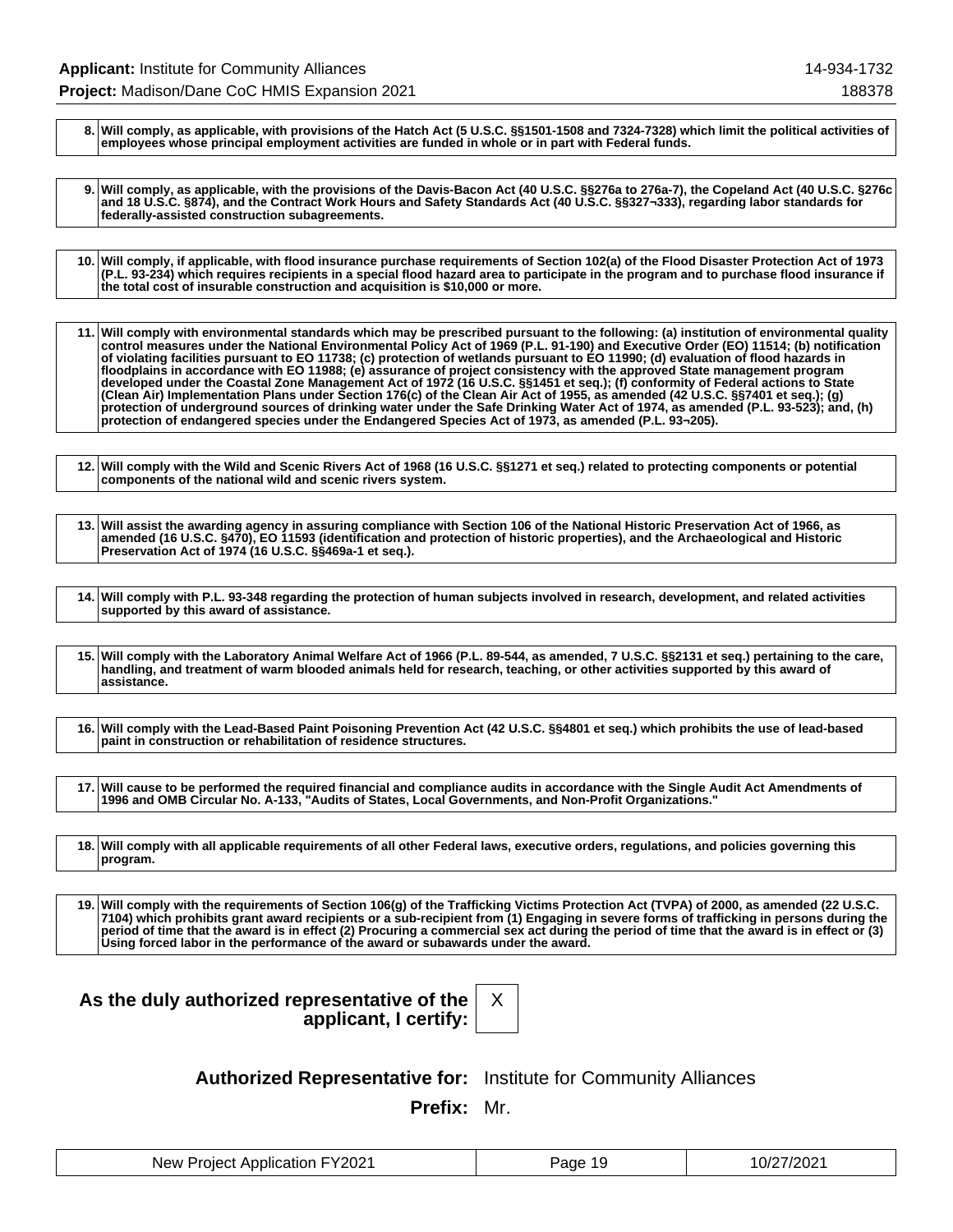| | |
|---|---|
| 8. | Will comply, as applicable, with provisions of the Hatch Act (5 U.S.C. §§1501-1508 and 7324-7328) which limit the political activities of employees whose principal employment activities are funded in whole or in part with Federal funds. |

| | |
|---|---|
| 9. | Will comply, as applicable, with the provisions of the Davis-Bacon Act (40 U.S.C. §§276a to 276a-7), the Copeland Act (40 U.S.C. §276c and 18 U.S.C. §874), and the Contract Work Hours and Safety Standards Act (40 U.S.C. §§327¬333), regarding labor standards for federally-assisted construction subagreements. |

| | |
|---|---|
| 10. | Will comply, if applicable, with flood insurance purchase requirements of Section 102(a) of the Flood Disaster Protection Act of 1973 (P.L. 93-234) which requires recipients in a special flood hazard area to participate in the program and to purchase flood insurance if the total cost of insurable construction and acquisition is $10,000 or more. |

| | |
|---|---|
| 11. | Will comply with environmental standards which may be prescribed pursuant to the following: (a) institution of environmental quality control measures under the National Environmental Policy Act of 1969 (P.L. 91-190) and Executive Order (EO) 11514; (b) notification of violating facilities pursuant to EO 11738; (c) protection of wetlands pursuant to EO 11990; (d) evaluation of flood hazards in floodplains in accordance with EO 11988; (e) assurance of project consistency with the approved State management program developed under the Coastal Zone Management Act of 1972 (16 U.S.C. §§1451 et seq.); (f) conformity of Federal actions to State (Clean Air) Implementation Plans under Section 176(c) of the Clean Air Act of 1955, as amended (42 U.S.C. §§7401 et seq.); (g) protection of underground sources of drinking water under the Safe Drinking Water Act of 1974, as amended (P.L. 93-523); and, (h) protection of endangered species under the Endangered Species Act of 1973, as amended (P.L. 93¬205). |

| | |
|---|---|
| 12. | Will comply with the Wild and Scenic Rivers Act of 1968 (16 U.S.C. §§1271 et seq.) related to protecting components or potential components of the national wild and scenic rivers system. |

| | |
|---|---|
| 13. | Will assist the awarding agency in assuring compliance with Section 106 of the National Historic Preservation Act of 1966, as amended (16 U.S.C. §470), EO 11593 (identification and protection of historic properties), and the Archaeological and Historic Preservation Act of 1974 (16 U.S.C. §§469a-1 et seq.). |

| | |
|---|---|
| 14. | Will comply with P.L. 93-348 regarding the protection of human subjects involved in research, development, and related activities supported by this award of assistance. |

| | |
|---|---|
| 15. | Will comply with the Laboratory Animal Welfare Act of 1966 (P.L. 89-544, as amended, 7 U.S.C. §§2131 et seq.) pertaining to the care, handling, and treatment of warm blooded animals held for research, teaching, or other activities supported by this award of assistance. |

| | |
|---|---|
| 16. | Will comply with the Lead-Based Paint Poisoning Prevention Act (42 U.S.C. §§4801 et seq.) which prohibits the use of lead-based paint in construction or rehabilitation of residence structures. |

| | |
|---|---|
| 17. | Will cause to be performed the required financial and compliance audits in accordance with the Single Audit Act Amendments of 1996 and OMB Circular No. A-133, "Audits of States, Local Governments, and Non-Profit Organizations." |

| | |
|---|---|
| 18. | Will comply with all applicable requirements of all other Federal laws, executive orders, regulations, and policies governing this program. |

| | |
|---|---|
| 19. | Will comply with the requirements of Section 106(g) of the Trafficking Victims Protection Act (TVPA) of 2000, as amended (22 U.S.C. 7104) which prohibits grant award recipients or a sub-recipient from (1) Engaging in severe forms of trafficking in persons during the period of time that the award is in effect (2) Procuring a commercial sex act during the period of time that the award is in effect or (3) Using forced labor in the performance of the award or subawards under the award. |

**As the duly authorized representative of the applicant, I certify:** X

**Authorized Representative for:** Institute for Community Alliances

**Prefix:** Mr.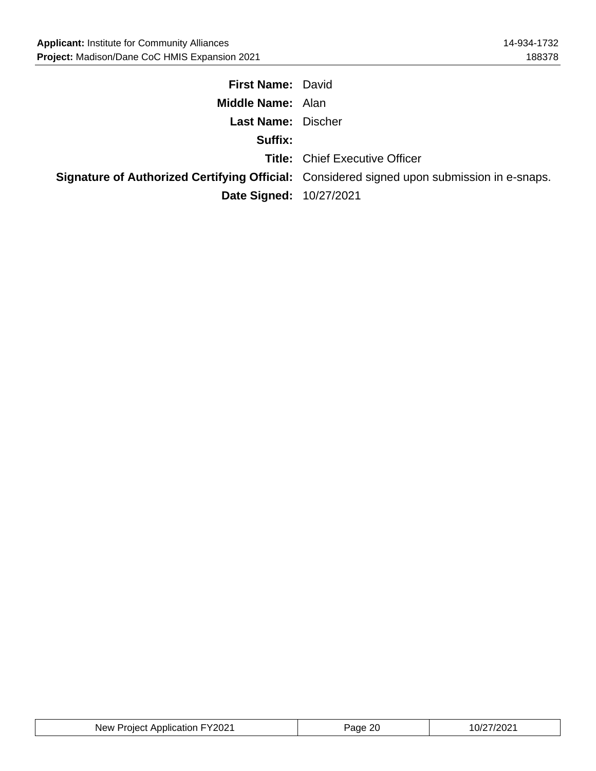**First Name:** David

**Middle Name:** Alan

**Last Name:** Discher

**Suffix:**

**Title:** Chief Executive Officer

**Signature of Authorized Certifying Official:** Considered signed upon submission in e-snaps.

**Date Signed:** 10/27/2021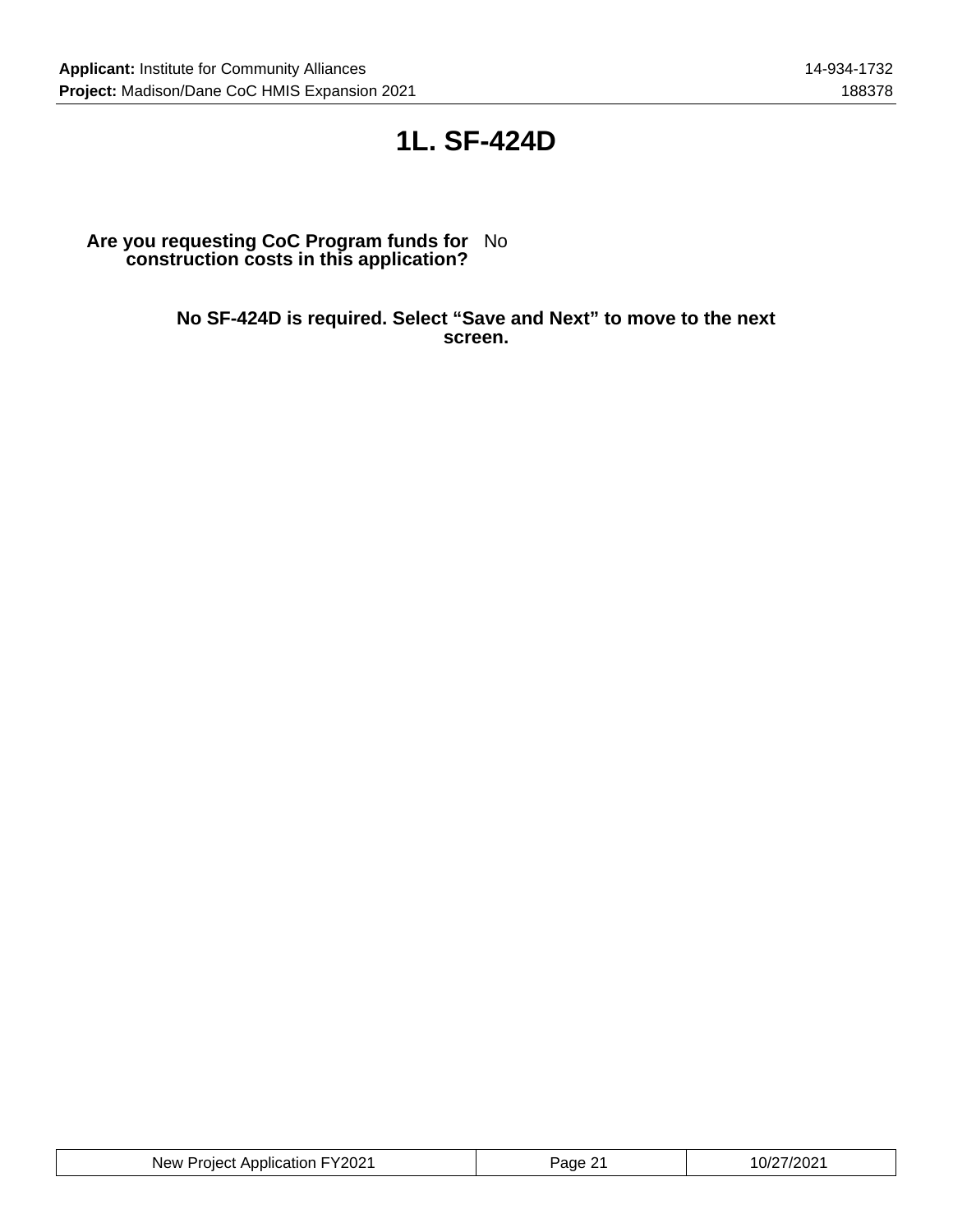# 1L. SF-424D

**Are you requesting CoC Program funds for construction costs in this application?** No

**No SF-424D is required. Select "Save and Next" to move to the next screen.**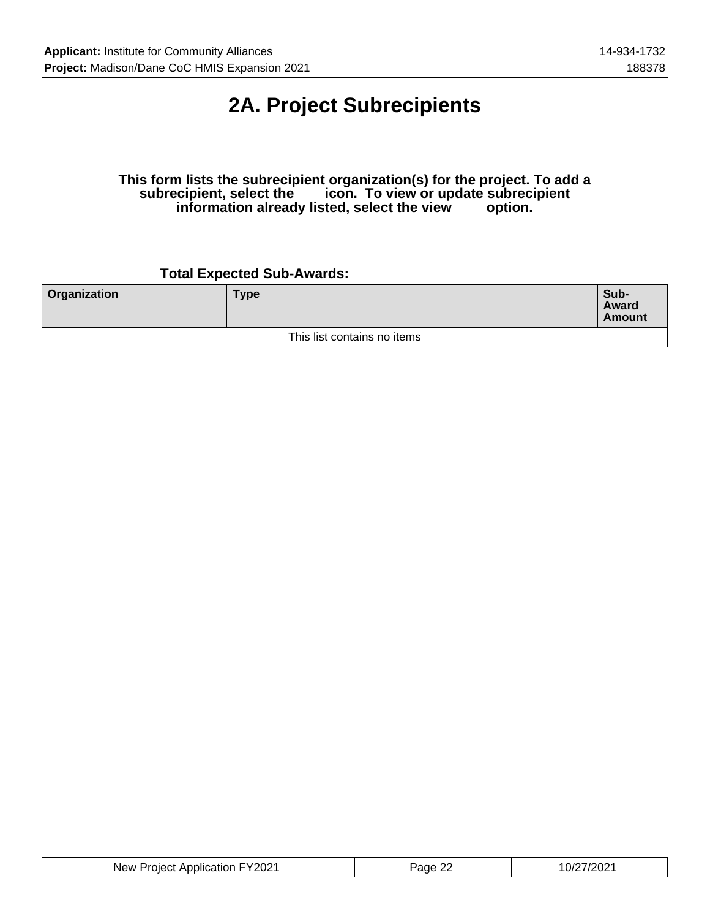# 2A. Project Subrecipients

**This form lists the subrecipient organization(s) for the project. To add a subrecipient, select the icon. To view or update subrecipient information already listed, select the view option.**

**Total Expected Sub-Awards:**

| Organization | Type | Sub-Award Amount |
|---|---|---|
| This list contains no items | | |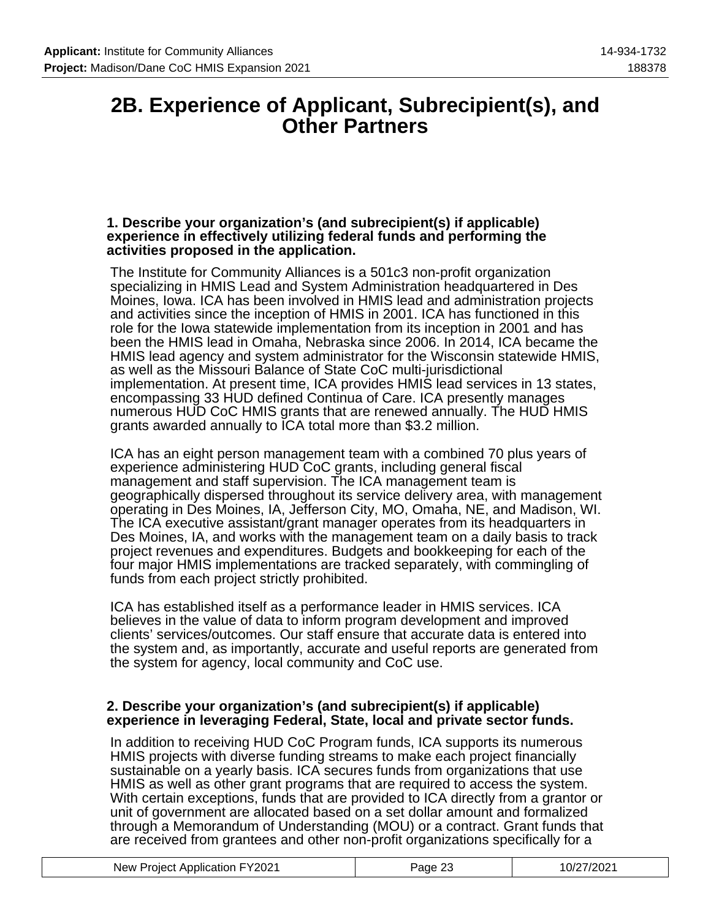# 2B. Experience of Applicant, Subrecipient(s), and Other Partners

**1. Describe your organization's (and subrecipient(s) if applicable) experience in effectively utilizing federal funds and performing the activities proposed in the application.**

The Institute for Community Alliances is a 501c3 non-profit organization specializing in HMIS Lead and System Administration headquartered in Des Moines, Iowa. ICA has been involved in HMIS lead and administration projects and activities since the inception of HMIS in 2001. ICA has functioned in this role for the Iowa statewide implementation from its inception in 2001 and has been the HMIS lead in Omaha, Nebraska since 2006. In 2014, ICA became the HMIS lead agency and system administrator for the Wisconsin statewide HMIS, as well as the Missouri Balance of State CoC multi-jurisdictional implementation. At present time, ICA provides HMIS lead services in 13 states, encompassing 33 HUD defined Continua of Care. ICA presently manages numerous HUD CoC HMIS grants that are renewed annually. The HUD HMIS grants awarded annually to ICA total more than $3.2 million.

ICA has an eight person management team with a combined 70 plus years of experience administering HUD CoC grants, including general fiscal management and staff supervision. The ICA management team is geographically dispersed throughout its service delivery area, with management operating in Des Moines, IA, Jefferson City, MO, Omaha, NE, and Madison, WI. The ICA executive assistant/grant manager operates from its headquarters in Des Moines, IA, and works with the management team on a daily basis to track project revenues and expenditures. Budgets and bookkeeping for each of the four major HMIS implementations are tracked separately, with commingling of funds from each project strictly prohibited.

ICA has established itself as a performance leader in HMIS services. ICA believes in the value of data to inform program development and improved clients' services/outcomes. Our staff ensure that accurate data is entered into the system and, as importantly, accurate and useful reports are generated from the system for agency, local community and CoC use.

**2. Describe your organization's (and subrecipient(s) if applicable) experience in leveraging Federal, State, local and private sector funds.**

In addition to receiving HUD CoC Program funds, ICA supports its numerous HMIS projects with diverse funding streams to make each project financially sustainable on a yearly basis. ICA secures funds from organizations that use HMIS as well as other grant programs that are required to access the system. With certain exceptions, funds that are provided to ICA directly from a grantor or unit of government are allocated based on a set dollar amount and formalized through a Memorandum of Understanding (MOU) or a contract. Grant funds that are received from grantees and other non-profit organizations specifically for a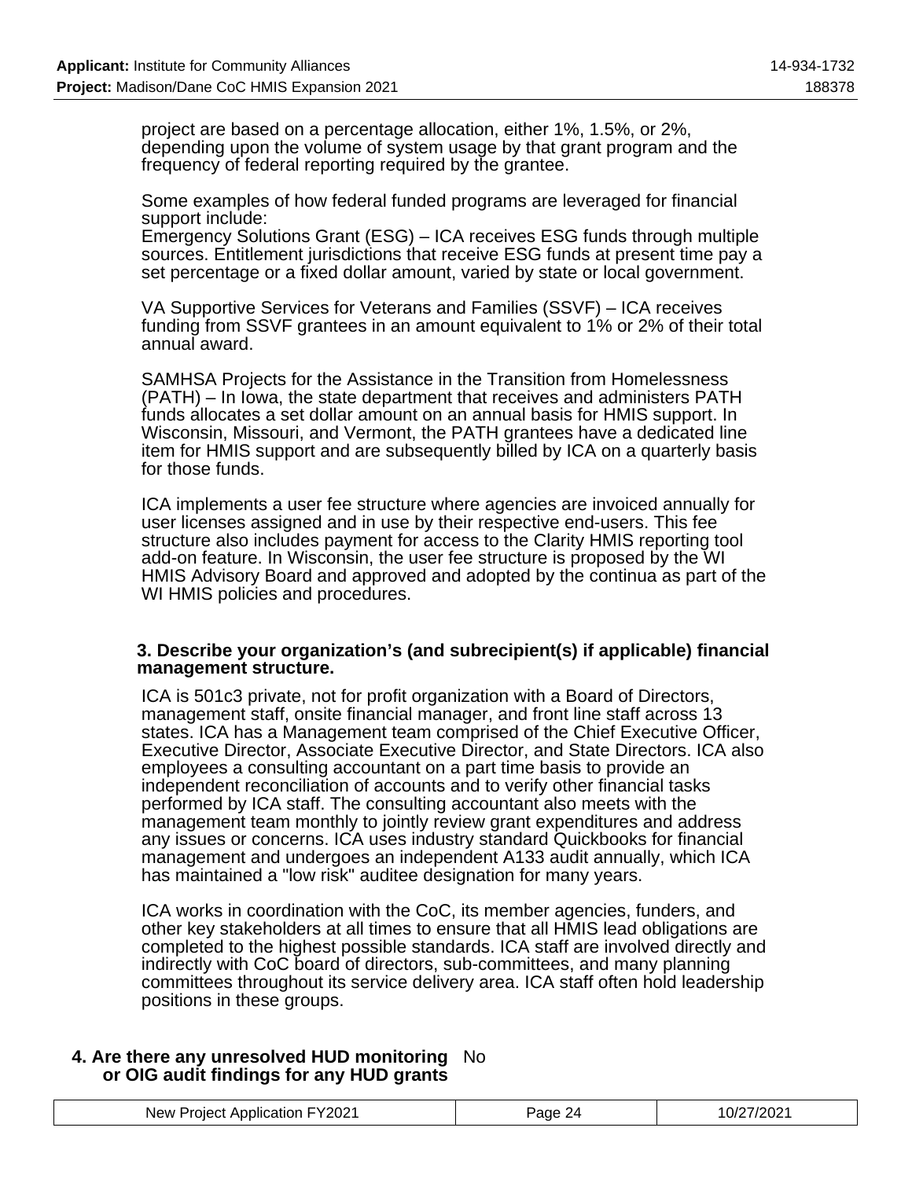project are based on a percentage allocation, either 1%, 1.5%, or 2%, depending upon the volume of system usage by that grant program and the frequency of federal reporting required by the grantee.

Some examples of how federal funded programs are leveraged for financial support include:
Emergency Solutions Grant (ESG) – ICA receives ESG funds through multiple sources. Entitlement jurisdictions that receive ESG funds at present time pay a set percentage or a fixed dollar amount, varied by state or local government.

VA Supportive Services for Veterans and Families (SSVF) – ICA receives funding from SSVF grantees in an amount equivalent to 1% or 2% of their total annual award.

SAMHSA Projects for the Assistance in the Transition from Homelessness (PATH) – In Iowa, the state department that receives and administers PATH funds allocates a set dollar amount on an annual basis for HMIS support. In Wisconsin, Missouri, and Vermont, the PATH grantees have a dedicated line item for HMIS support and are subsequently billed by ICA on a quarterly basis for those funds.

ICA implements a user fee structure where agencies are invoiced annually for user licenses assigned and in use by their respective end-users. This fee structure also includes payment for access to the Clarity HMIS reporting tool add-on feature. In Wisconsin, the user fee structure is proposed by the WI HMIS Advisory Board and approved and adopted by the continua as part of the WI HMIS policies and procedures.

**3. Describe your organization's (and subrecipient(s) if applicable) financial management structure.**

ICA is 501c3 private, not for profit organization with a Board of Directors, management staff, onsite financial manager, and front line staff across 13 states. ICA has a Management team comprised of the Chief Executive Officer, Executive Director, Associate Executive Director, and State Directors. ICA also employees a consulting accountant on a part time basis to provide an independent reconciliation of accounts and to verify other financial tasks performed by ICA staff. The consulting accountant also meets with the management team monthly to jointly review grant expenditures and address any issues or concerns. ICA uses industry standard Quickbooks for financial management and undergoes an independent A133 audit annually, which ICA has maintained a "low risk" auditee designation for many years.

ICA works in coordination with the CoC, its member agencies, funders, and other key stakeholders at all times to ensure that all HMIS lead obligations are completed to the highest possible standards. ICA staff are involved directly and indirectly with CoC board of directors, sub-committees, and many planning committees throughout its service delivery area. ICA staff often hold leadership positions in these groups.

**4. Are there any unresolved HUD monitoring or OIG audit findings for any HUD grants** No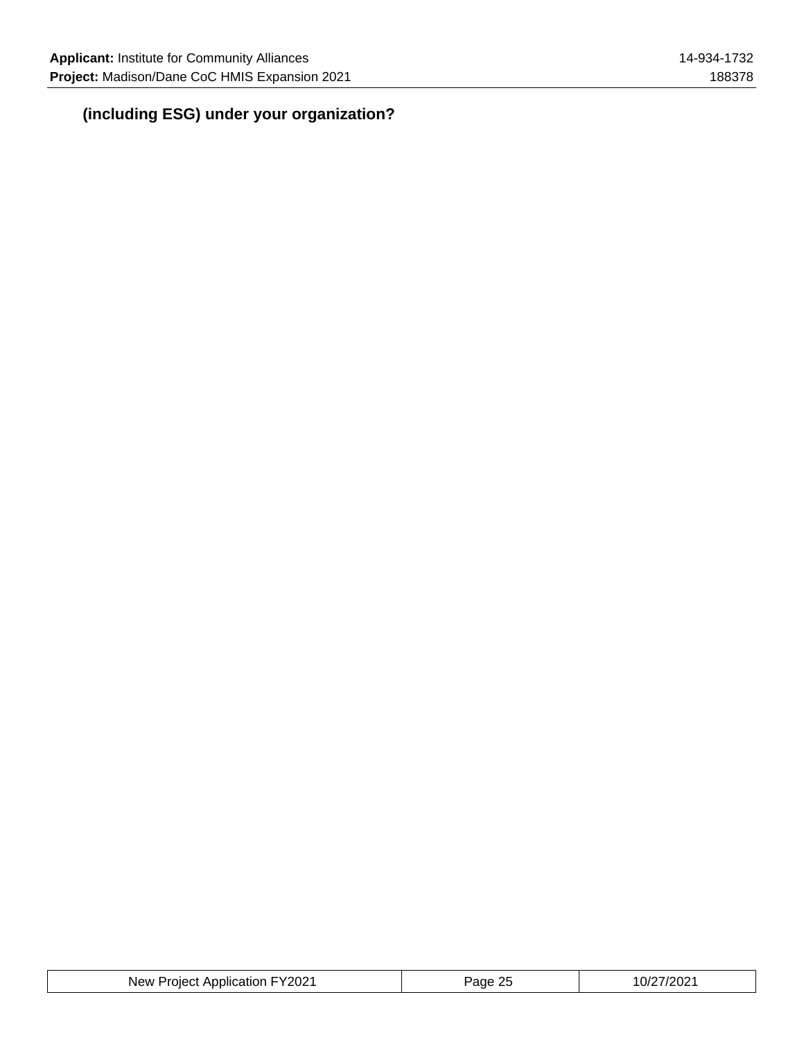**(including ESG) under your organization?**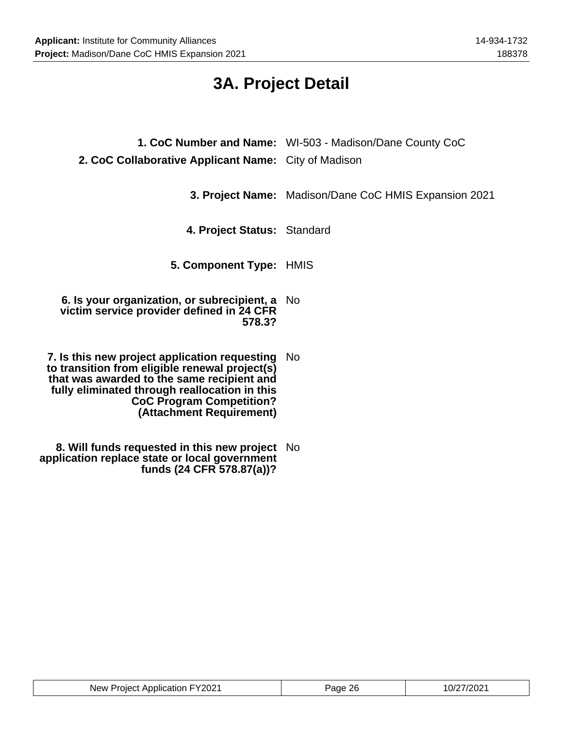# 3A. Project Detail

**1. CoC Number and Name:** WI-503 - Madison/Dane County CoC

**2. CoC Collaborative Applicant Name:** City of Madison

**3. Project Name:** Madison/Dane CoC HMIS Expansion 2021

**4. Project Status:** Standard

**5. Component Type:** HMIS

**6. Is your organization, or subrecipient, a victim service provider defined in 24 CFR 578.3?** No

**7. Is this new project application requesting to transition from eligible renewal project(s) that was awarded to the same recipient and fully eliminated through reallocation in this CoC Program Competition? (Attachment Requirement)** No

**8. Will funds requested in this new project application replace state or local government funds (24 CFR 578.87(a))?** No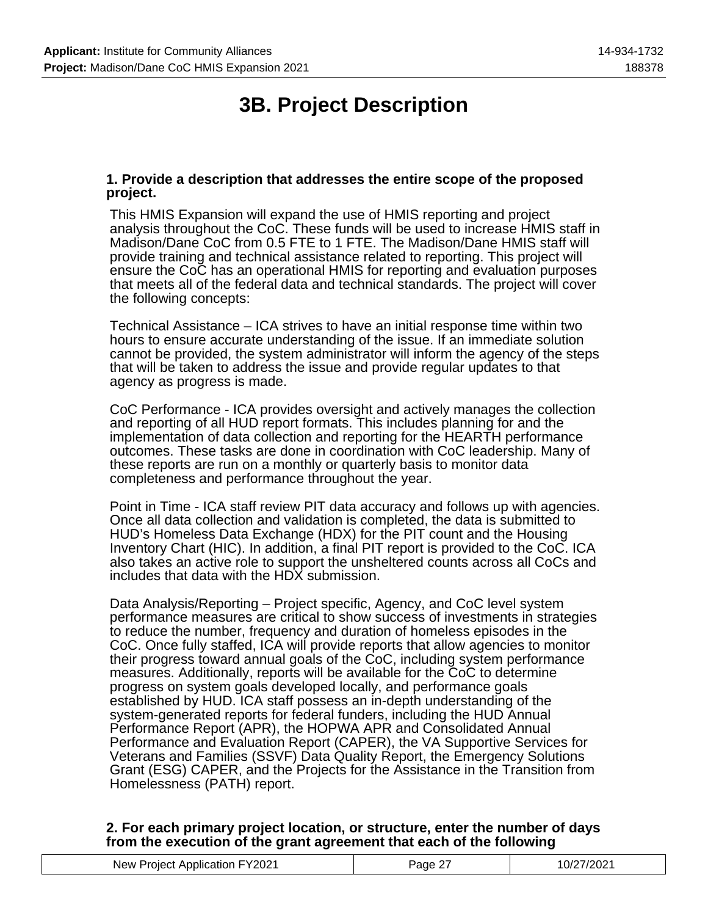# 3B. Project Description

**1. Provide a description that addresses the entire scope of the proposed project.**

This HMIS Expansion will expand the use of HMIS reporting and project analysis throughout the CoC. These funds will be used to increase HMIS staff in Madison/Dane CoC from 0.5 FTE to 1 FTE. The Madison/Dane HMIS staff will provide training and technical assistance related to reporting. This project will ensure the CoC has an operational HMIS for reporting and evaluation purposes that meets all of the federal data and technical standards. The project will cover the following concepts:

Technical Assistance – ICA strives to have an initial response time within two hours to ensure accurate understanding of the issue. If an immediate solution cannot be provided, the system administrator will inform the agency of the steps that will be taken to address the issue and provide regular updates to that agency as progress is made.

CoC Performance - ICA provides oversight and actively manages the collection and reporting of all HUD report formats. This includes planning for and the implementation of data collection and reporting for the HEARTH performance outcomes. These tasks are done in coordination with CoC leadership. Many of these reports are run on a monthly or quarterly basis to monitor data completeness and performance throughout the year.

Point in Time - ICA staff review PIT data accuracy and follows up with agencies. Once all data collection and validation is completed, the data is submitted to HUD's Homeless Data Exchange (HDX) for the PIT count and the Housing Inventory Chart (HIC). In addition, a final PIT report is provided to the CoC. ICA also takes an active role to support the unsheltered counts across all CoCs and includes that data with the HDX submission.

Data Analysis/Reporting – Project specific, Agency, and CoC level system performance measures are critical to show success of investments in strategies to reduce the number, frequency and duration of homeless episodes in the CoC. Once fully staffed, ICA will provide reports that allow agencies to monitor their progress toward annual goals of the CoC, including system performance measures. Additionally, reports will be available for the CoC to determine progress on system goals developed locally, and performance goals established by HUD. ICA staff possess an in-depth understanding of the system-generated reports for federal funders, including the HUD Annual Performance Report (APR), the HOPWA APR and Consolidated Annual Performance and Evaluation Report (CAPER), the VA Supportive Services for Veterans and Families (SSVF) Data Quality Report, the Emergency Solutions Grant (ESG) CAPER, and the Projects for the Assistance in the Transition from Homelessness (PATH) report.

**2. For each primary project location, or structure, enter the number of days from the execution of the grant agreement that each of the following**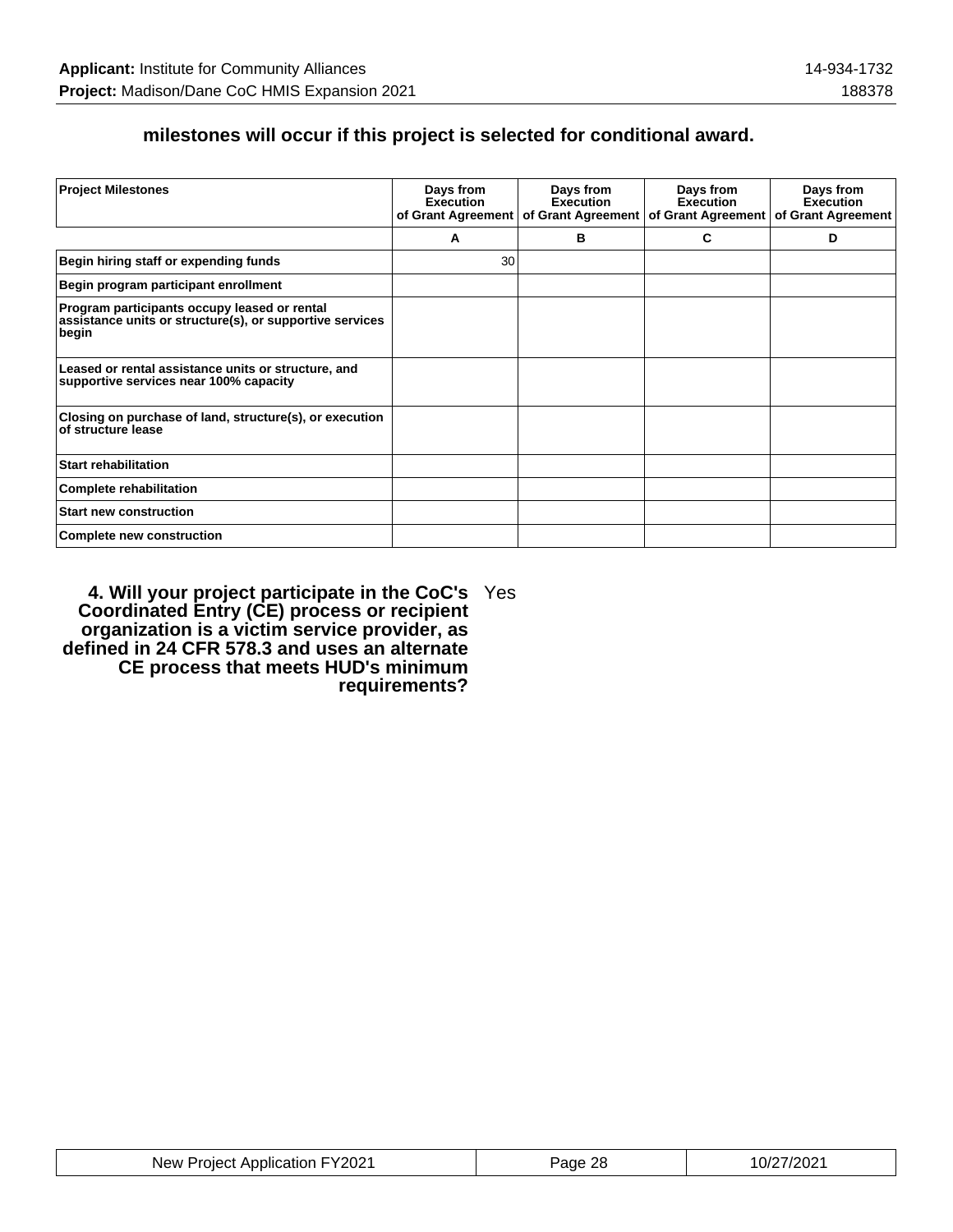**milestones will occur if this project is selected for conditional award.**

| Project Milestones | Days from Execution of Grant Agreement | Days from Execution of Grant Agreement | Days from Execution of Grant Agreement | Days from Execution of Grant Agreement |
|---|---|---|---|---|
| | A | B | C | D |
| Begin hiring staff or expending funds | 30 | | | |
| Begin program participant enrollment | | | | |
| Program participants occupy leased or rental assistance units or structure(s), or supportive services begin | | | | |
| Leased or rental assistance units or structure, and supportive services near 100% capacity | | | | |
| Closing on purchase of land, structure(s), or execution of structure lease | | | | |
| Start rehabilitation | | | | |
| Complete rehabilitation | | | | |
| Start new construction | | | | |
| Complete new construction | | | | |

**4. Will your project participate in the CoC's Coordinated Entry (CE) process or recipient organization is a victim service provider, as defined in 24 CFR 578.3 and uses an alternate CE process that meets HUD's minimum requirements?** Yes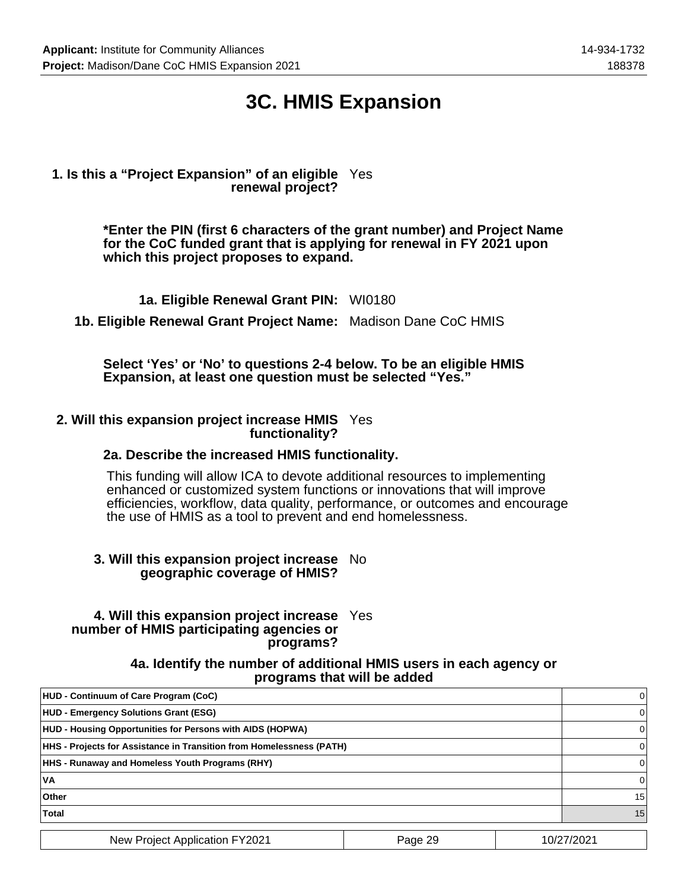# 3C. HMIS Expansion

**1. Is this a “Project Expansion” of an eligible renewal project?** Yes

**\*Enter the PIN (first 6 characters of the grant number) and Project Name for the CoC funded grant that is applying for renewal in FY 2021 upon which this project proposes to expand.**

**1a. Eligible Renewal Grant PIN:** WI0180

**1b. Eligible Renewal Grant Project Name:** Madison Dane CoC HMIS

**Select ‘Yes’ or ‘No’ to questions 2-4 below. To be an eligible HMIS Expansion, at least one question must be selected “Yes.”**

**2. Will this expansion project increase HMIS functionality?** Yes

**2a. Describe the increased HMIS functionality.**

This funding will allow ICA to devote additional resources to implementing enhanced or customized system functions or innovations that will improve efficiencies, workflow, data quality, performance, or outcomes and encourage the use of HMIS as a tool to prevent and end homelessness.

**3. Will this expansion project increase geographic coverage of HMIS?** No

**4. Will this expansion project increase number of HMIS participating agencies or programs?** Yes

**4a. Identify the number of additional HMIS users in each agency or programs that will be added**

| Program | Users |
|---|---|
| HUD - Continuum of Care Program (CoC) | 0 |
| HUD - Emergency Solutions Grant (ESG) | 0 |
| HUD - Housing Opportunities for Persons with AIDS (HOPWA) | 0 |
| HHS - Projects for Assistance in Transition from Homelessness (PATH) | 0 |
| HHS - Runaway and Homeless Youth Programs (RHY) | 0 |
| VA | 0 |
| Other | 15 |
| Total | 15 |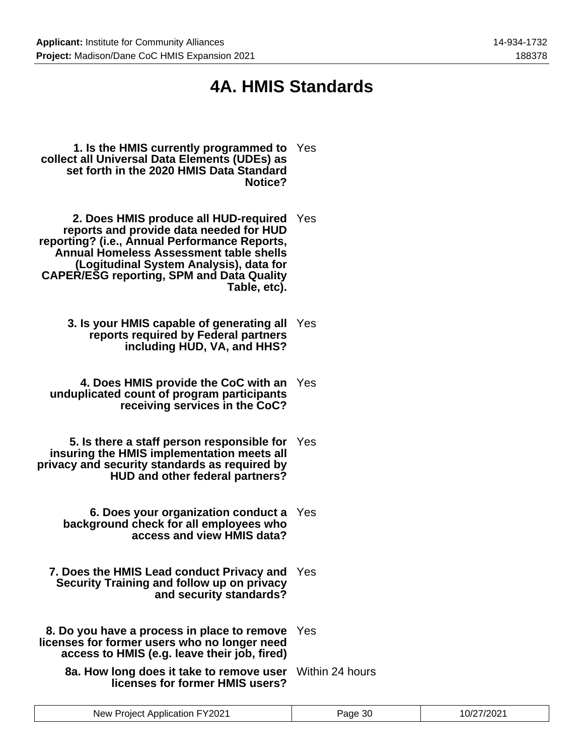# 4A. HMIS Standards

**1. Is the HMIS currently programmed to collect all Universal Data Elements (UDEs) as set forth in the 2020 HMIS Data Standard Notice?** Yes

**2. Does HMIS produce all HUD-required reports and provide data needed for HUD reporting? (i.e., Annual Performance Reports, Annual Homeless Assessment table shells (Logitudinal System Analysis), data for CAPER/ESG reporting, SPM and Data Quality Table, etc).** Yes

**3. Is your HMIS capable of generating all reports required by Federal partners including HUD, VA, and HHS?** Yes

**4. Does HMIS provide the CoC with an unduplicated count of program participants receiving services in the CoC?** Yes

**5. Is there a staff person responsible for insuring the HMIS implementation meets all privacy and security standards as required by HUD and other federal partners?** Yes

**6. Does your organization conduct a background check for all employees who access and view HMIS data?** Yes

**7. Does the HMIS Lead conduct Privacy and Security Training and follow up on privacy and security standards?** Yes

**8. Do you have a process in place to remove licenses for former users who no longer need access to HMIS (e.g. leave their job, fired)** Yes

**8a. How long does it take to remove user licenses for former HMIS users?** Within 24 hours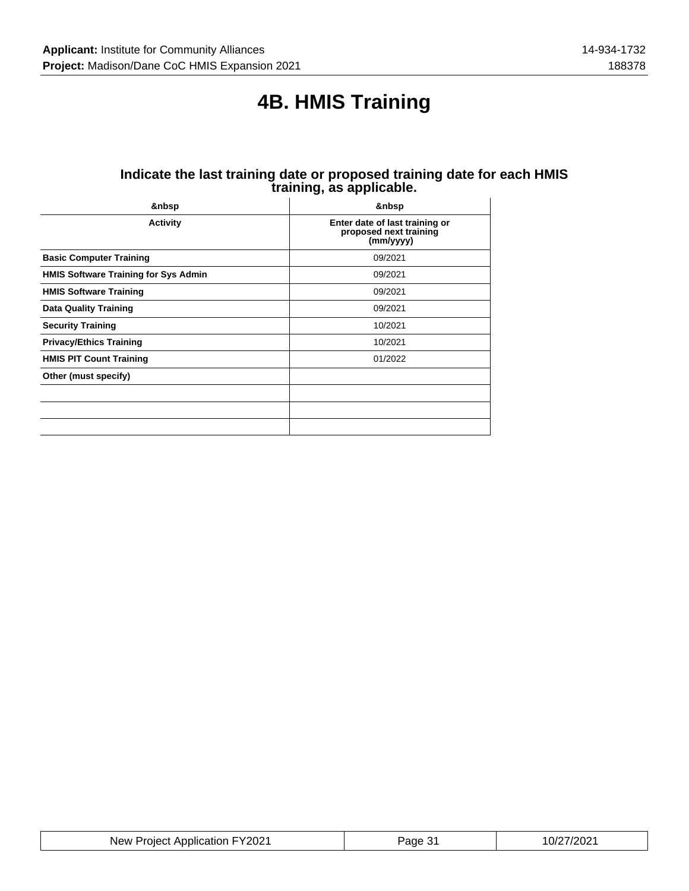# 4B. HMIS Training

### Indicate the last training date or proposed training date for each HMIS training, as applicable.

| &nbsp | &nbsp |
|---|---|
| **Activity** | **Enter date of last training or proposed next training (mm/yyyy)** |
| **Basic Computer Training** | 09/2021 |
| **HMIS Software Training for Sys Admin** | 09/2021 |
| **HMIS Software Training** | 09/2021 |
| **Data Quality Training** | 09/2021 |
| **Security Training** | 10/2021 |
| **Privacy/Ethics Training** | 10/2021 |
| **HMIS PIT Count Training** | 01/2022 |
| **Other (must specify)** | |
| | |
| | |
| | |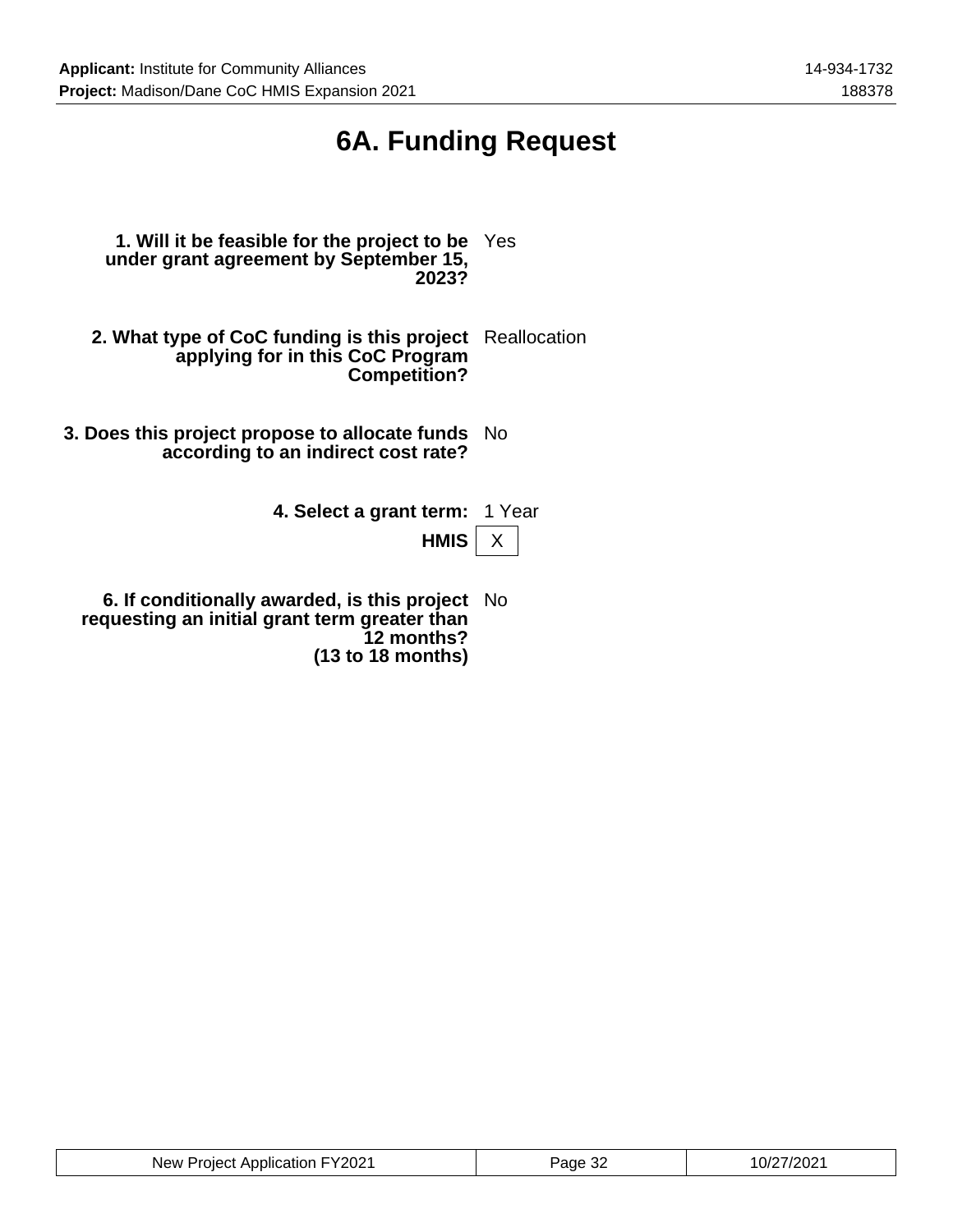# 6A. Funding Request

| | |
|---|---|
| **1. Will it be feasible for the project to be under grant agreement by September 15, 2023?** | Yes |
| **2. What type of CoC funding is this project applying for in this CoC Program Competition?** | Reallocation |
| **3. Does this project propose to allocate funds according to an indirect cost rate?** | No |
| **4. Select a grant term:** | 1 Year |
| **HMIS** | X |
| **6. If conditionally awarded, is this project requesting an initial grant term greater than 12 months? (13 to 18 months)** | No |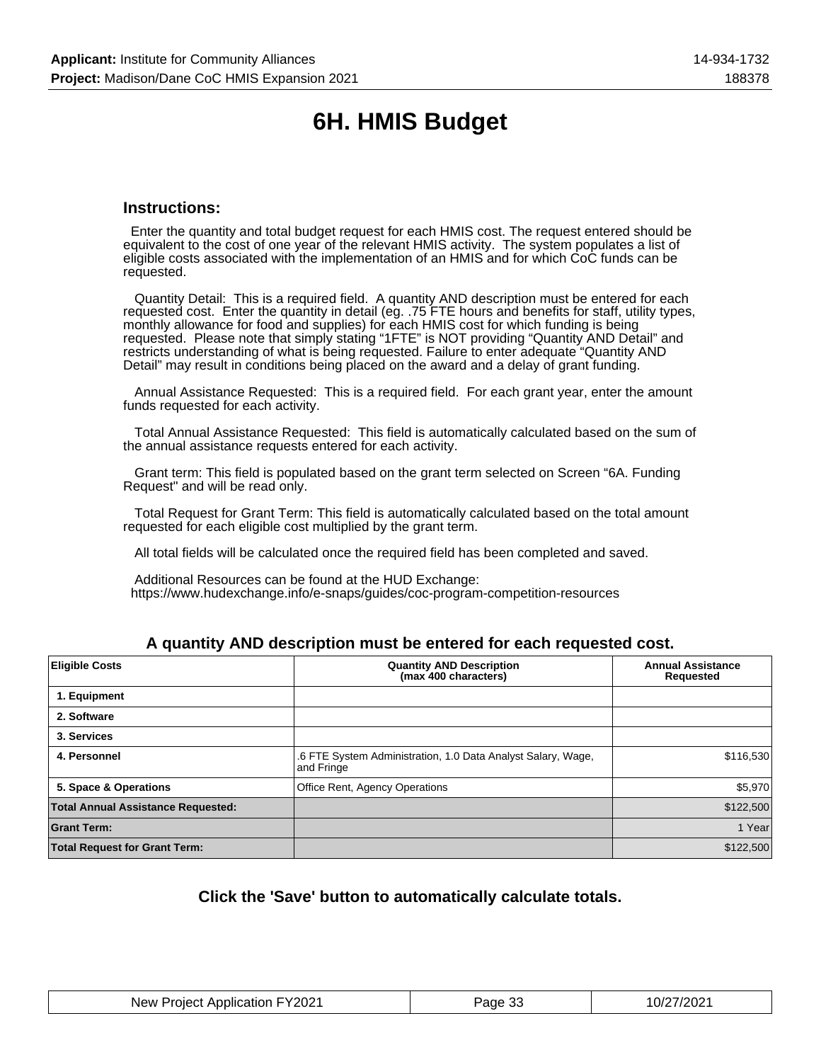# 6H. HMIS Budget

### Instructions:

Enter the quantity and total budget request for each HMIS cost. The request entered should be equivalent to the cost of one year of the relevant HMIS activity. The system populates a list of eligible costs associated with the implementation of an HMIS and for which CoC funds can be requested.

Quantity Detail: This is a required field. A quantity AND description must be entered for each requested cost. Enter the quantity in detail (eg. .75 FTE hours and benefits for staff, utility types, monthly allowance for food and supplies) for each HMIS cost for which funding is being requested. Please note that simply stating “1FTE” is NOT providing “Quantity AND Detail” and restricts understanding of what is being requested. Failure to enter adequate “Quantity AND Detail” may result in conditions being placed on the award and a delay of grant funding.

Annual Assistance Requested: This is a required field. For each grant year, enter the amount funds requested for each activity.

Total Annual Assistance Requested: This field is automatically calculated based on the sum of the annual assistance requests entered for each activity.

Grant term: This field is populated based on the grant term selected on Screen “6A. Funding Request" and will be read only.

Total Request for Grant Term: This field is automatically calculated based on the total amount requested for each eligible cost multiplied by the grant term.

All total fields will be calculated once the required field has been completed and saved.

Additional Resources can be found at the HUD Exchange:
https://www.hudexchange.info/e-snaps/guides/coc-program-competition-resources

### A quantity AND description must be entered for each requested cost.

| Eligible Costs | Quantity AND Description (max 400 characters) | Annual Assistance Requested |
|---|---|---|
| 1. Equipment | | |
| 2. Software | | |
| 3. Services | | |
| 4. Personnel | .6 FTE System Administration, 1.0 Data Analyst Salary, Wage, and Fringe | $116,530 |
| 5. Space & Operations | Office Rent, Agency Operations | $5,970 |
| **Total Annual Assistance Requested:** | | $122,500 |
| **Grant Term:** | | 1 Year |
| **Total Request for Grant Term:** | | $122,500 |

### Click the 'Save' button to automatically calculate totals.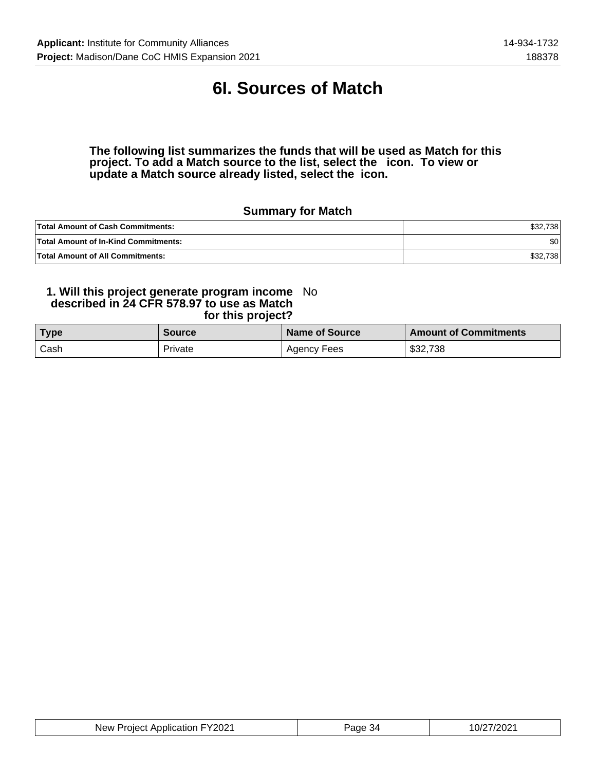# 6I. Sources of Match

**The following list summarizes the funds that will be used as Match for this project. To add a Match source to the list, select the icon. To view or update a Match source already listed, select the icon.**

### Summary for Match

| | |
|---|---|
| **Total Amount of Cash Commitments:** | $32,738 |
| **Total Amount of In-Kind Commitments:** | $0 |
| **Total Amount of All Commitments:** | $32,738 |

**1. Will this project generate program income described in 24 CFR 578.97 to use as Match for this project?** No

| Type | Source | Name of Source | Amount of Commitments |
|---|---|---|---|
| Cash | Private | Agency Fees | $32,738 |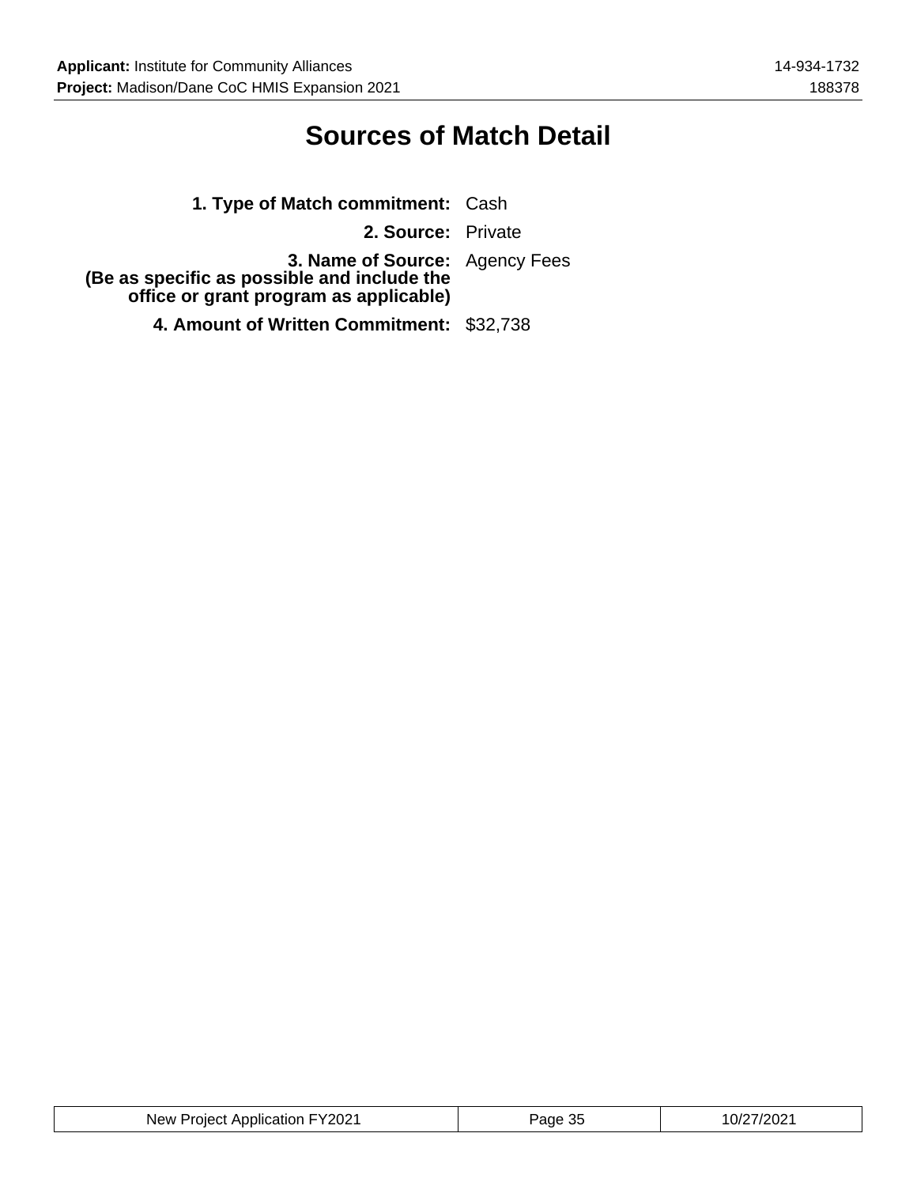# Sources of Match Detail

**1. Type of Match commitment:** Cash

**2. Source:** Private

**3. Name of Source:**
**(Be as specific as possible and include the office or grant program as applicable)** Agency Fees

**4. Amount of Written Commitment:** $32,738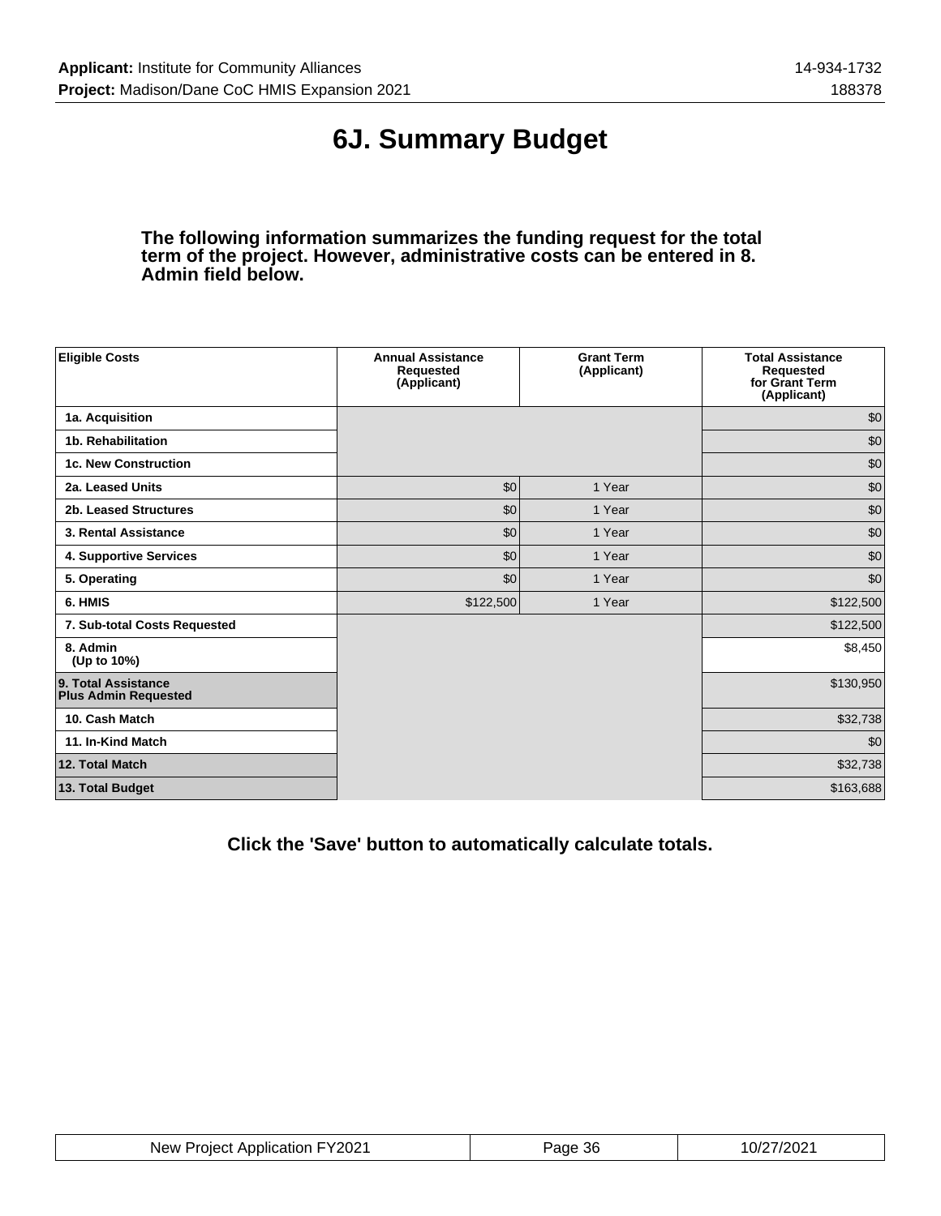# 6J. Summary Budget

**The following information summarizes the funding request for the total term of the project. However, administrative costs can be entered in 8. Admin field below.**

| Eligible Costs | Annual Assistance Requested (Applicant) | Grant Term (Applicant) | Total Assistance Requested for Grant Term (Applicant) |
|---|---|---|---|
| 1a. Acquisition | | | $0 |
| 1b. Rehabilitation | | | $0 |
| 1c. New Construction | | | $0 |
| 2a. Leased Units | $0 | 1 Year | $0 |
| 2b. Leased Structures | $0 | 1 Year | $0 |
| 3. Rental Assistance | $0 | 1 Year | $0 |
| 4. Supportive Services | $0 | 1 Year | $0 |
| 5. Operating | $0 | 1 Year | $0 |
| 6. HMIS | $122,500 | 1 Year | $122,500 |
| 7. Sub-total Costs Requested | | | $122,500 |
| 8. Admin (Up to 10%) | | | $8,450 |
| 9. Total Assistance Plus Admin Requested | | | $130,950 |
| 10. Cash Match | | | $32,738 |
| 11. In-Kind Match | | | $0 |
| 12. Total Match | | | $32,738 |
| 13. Total Budget | | | $163,688 |

**Click the 'Save' button to automatically calculate totals.**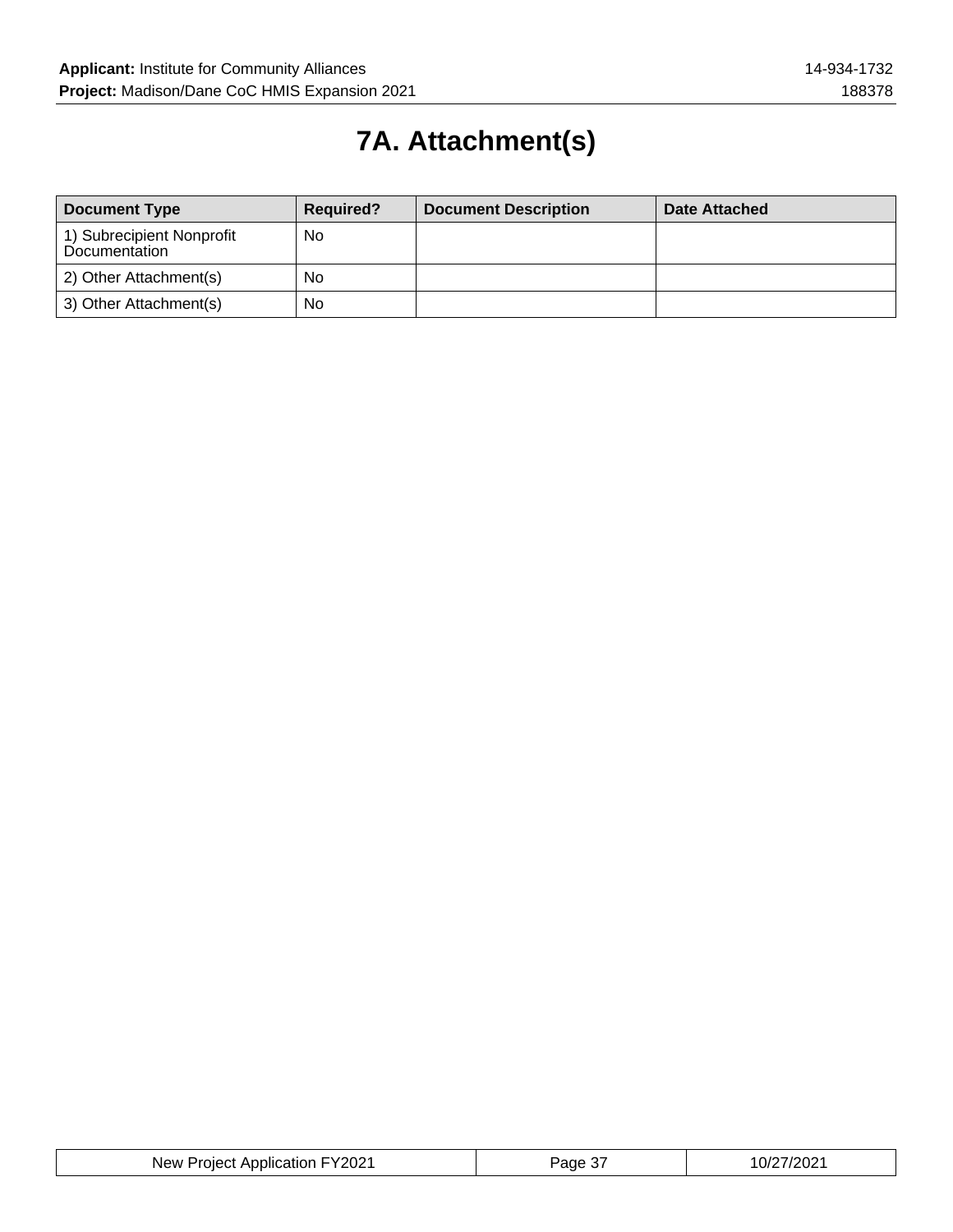# 7A. Attachment(s)

| Document Type | Required? | Document Description | Date Attached |
| --- | --- | --- | --- |
| 1) Subrecipient Nonprofit Documentation | No | | |
| 2) Other Attachment(s) | No | | |
| 3) Other Attachment(s) | No | | |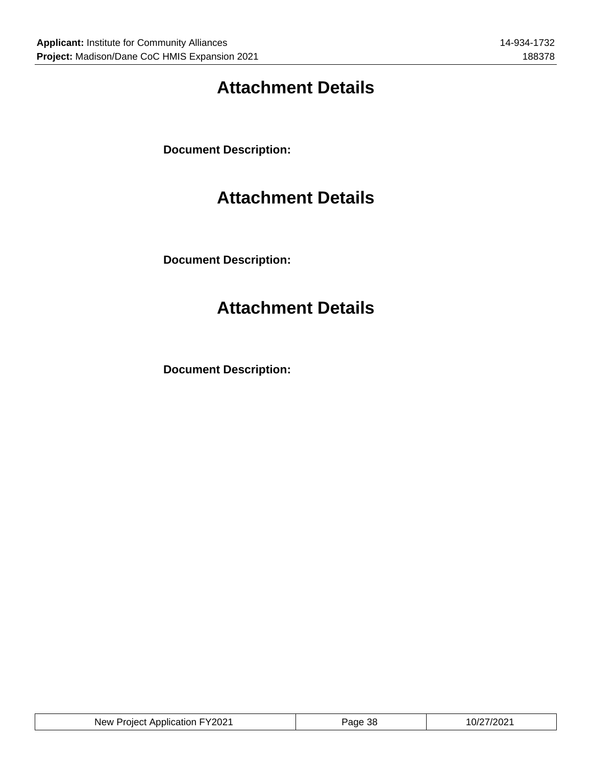# Attachment Details

**Document Description:**

# Attachment Details

**Document Description:**

# Attachment Details

**Document Description:**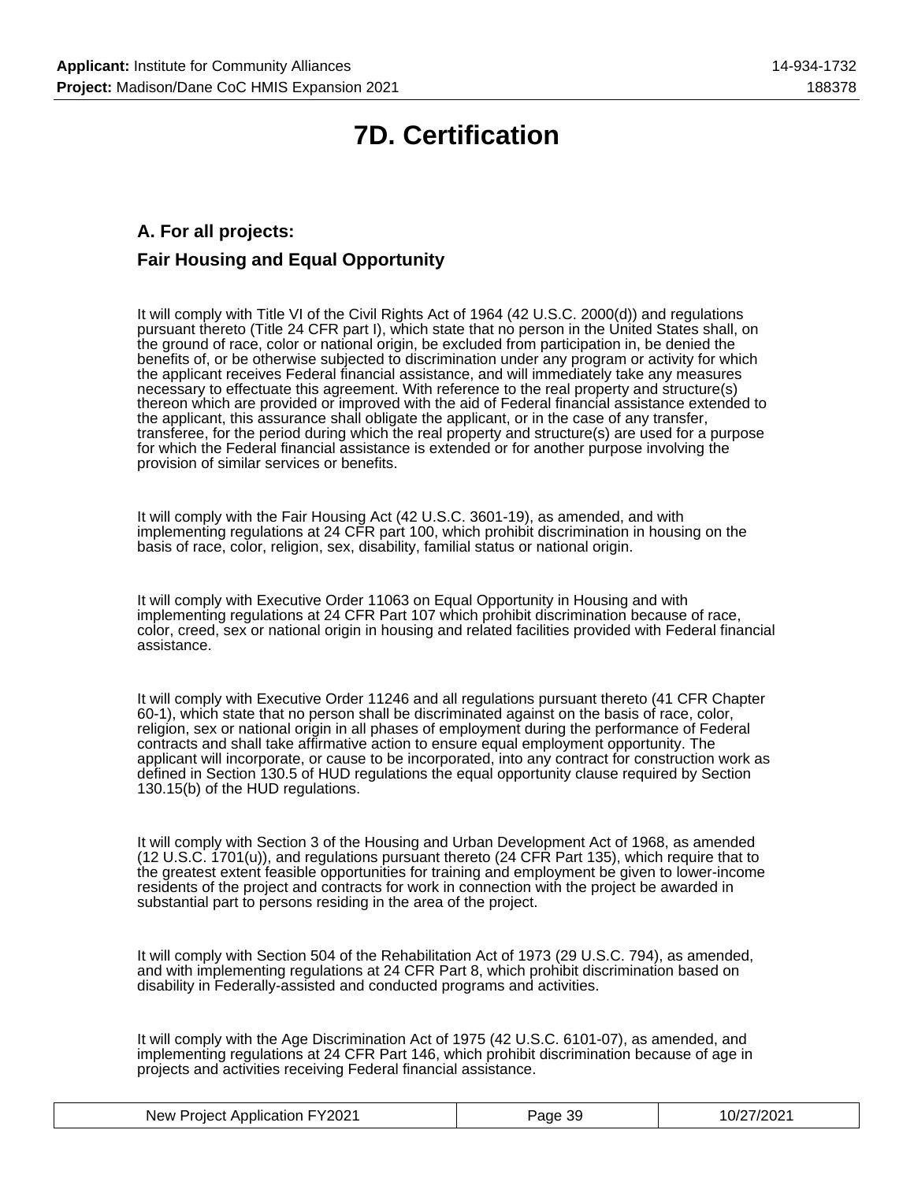# 7D. Certification

## A. For all projects:

## Fair Housing and Equal Opportunity

It will comply with Title VI of the Civil Rights Act of 1964 (42 U.S.C. 2000(d)) and regulations pursuant thereto (Title 24 CFR part I), which state that no person in the United States shall, on the ground of race, color or national origin, be excluded from participation in, be denied the benefits of, or be otherwise subjected to discrimination under any program or activity for which the applicant receives Federal financial assistance, and will immediately take any measures necessary to effectuate this agreement. With reference to the real property and structure(s) thereon which are provided or improved with the aid of Federal financial assistance extended to the applicant, this assurance shall obligate the applicant, or in the case of any transfer, transferee, for the period during which the real property and structure(s) are used for a purpose for which the Federal financial assistance is extended or for another purpose involving the provision of similar services or benefits.

It will comply with the Fair Housing Act (42 U.S.C. 3601-19), as amended, and with implementing regulations at 24 CFR part 100, which prohibit discrimination in housing on the basis of race, color, religion, sex, disability, familial status or national origin.

It will comply with Executive Order 11063 on Equal Opportunity in Housing and with implementing regulations at 24 CFR Part 107 which prohibit discrimination because of race, color, creed, sex or national origin in housing and related facilities provided with Federal financial assistance.

It will comply with Executive Order 11246 and all regulations pursuant thereto (41 CFR Chapter 60-1), which state that no person shall be discriminated against on the basis of race, color, religion, sex or national origin in all phases of employment during the performance of Federal contracts and shall take affirmative action to ensure equal employment opportunity. The applicant will incorporate, or cause to be incorporated, into any contract for construction work as defined in Section 130.5 of HUD regulations the equal opportunity clause required by Section 130.15(b) of the HUD regulations.

It will comply with Section 3 of the Housing and Urban Development Act of 1968, as amended (12 U.S.C. 1701(u)), and regulations pursuant thereto (24 CFR Part 135), which require that to the greatest extent feasible opportunities for training and employment be given to lower-income residents of the project and contracts for work in connection with the project be awarded in substantial part to persons residing in the area of the project.

It will comply with Section 504 of the Rehabilitation Act of 1973 (29 U.S.C. 794), as amended, and with implementing regulations at 24 CFR Part 8, which prohibit discrimination based on disability in Federally-assisted and conducted programs and activities.

It will comply with the Age Discrimination Act of 1975 (42 U.S.C. 6101-07), as amended, and implementing regulations at 24 CFR Part 146, which prohibit discrimination because of age in projects and activities receiving Federal financial assistance.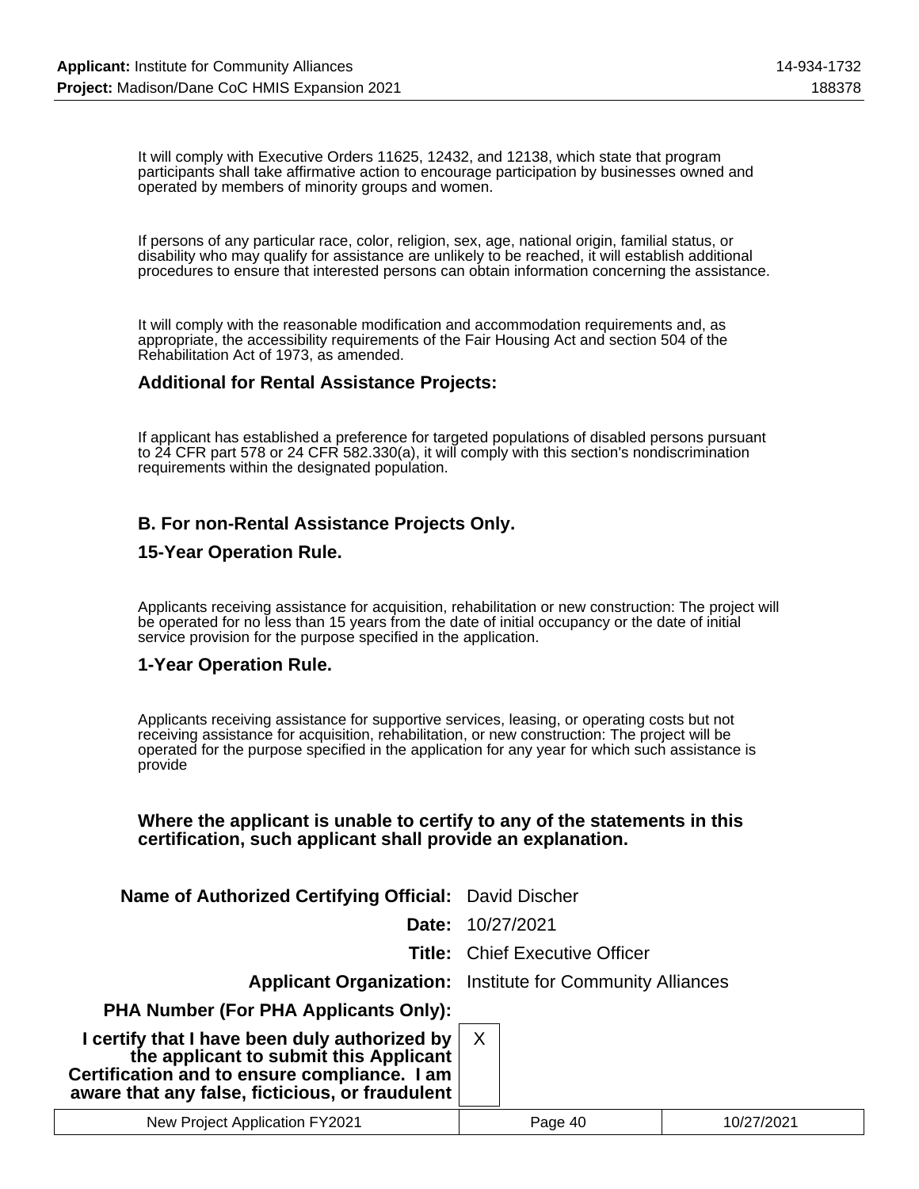It will comply with Executive Orders 11625, 12432, and 12138, which state that program participants shall take affirmative action to encourage participation by businesses owned and operated by members of minority groups and women.

If persons of any particular race, color, religion, sex, age, national origin, familial status, or disability who may qualify for assistance are unlikely to be reached, it will establish additional procedures to ensure that interested persons can obtain information concerning the assistance.

It will comply with the reasonable modification and accommodation requirements and, as appropriate, the accessibility requirements of the Fair Housing Act and section 504 of the Rehabilitation Act of 1973, as amended.

### Additional for Rental Assistance Projects:

If applicant has established a preference for targeted populations of disabled persons pursuant to 24 CFR part 578 or 24 CFR 582.330(a), it will comply with this section's nondiscrimination requirements within the designated population.

### B. For non-Rental Assistance Projects Only.

### 15-Year Operation Rule.

Applicants receiving assistance for acquisition, rehabilitation or new construction: The project will be operated for no less than 15 years from the date of initial occupancy or the date of initial service provision for the purpose specified in the application.

### 1-Year Operation Rule.

Applicants receiving assistance for supportive services, leasing, or operating costs but not receiving assistance for acquisition, rehabilitation, or new construction: The project will be operated for the purpose specified in the application for any year for which such assistance is provide

**Where the applicant is unable to certify to any of the statements in this certification, such applicant shall provide an explanation.**

| | |
|---|---|
| **Name of Authorized Certifying Official:** | David Discher |
| **Date:** | 10/27/2021 |
| **Title:** | Chief Executive Officer |
| **Applicant Organization:** | Institute for Community Alliances |
| **PHA Number (For PHA Applicants Only):** | |
| **I certify that I have been duly authorized by the applicant to submit this Applicant Certification and to ensure compliance. I am aware that any false, ficticious, or fraudulent** | X |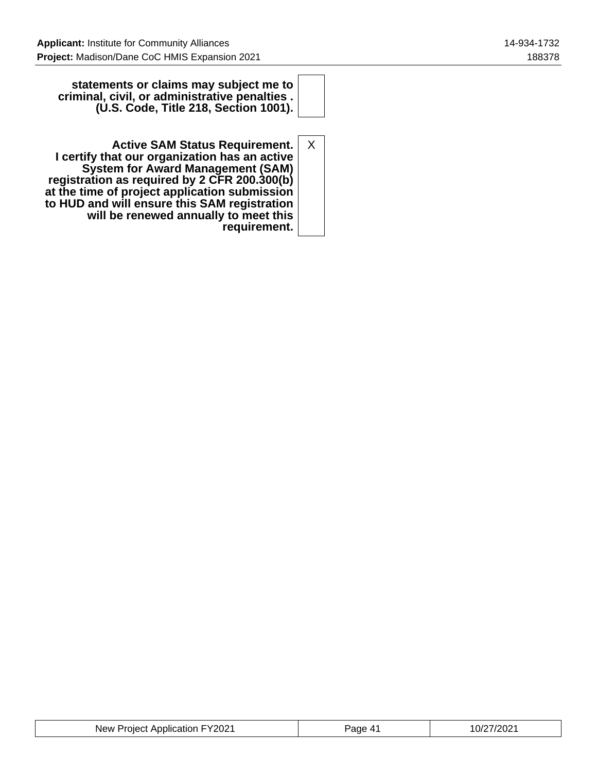| | |
|---|---|
| **statements or claims may subject me to criminal, civil, or administrative penalties . (U.S. Code, Title 218, Section 1001).** | |
| **Active SAM Status Requirement. I certify that our organization has an active System for Award Management (SAM) registration as required by 2 CFR 200.300(b) at the time of project application submission to HUD and will ensure this SAM registration will be renewed annually to meet this requirement.** | X |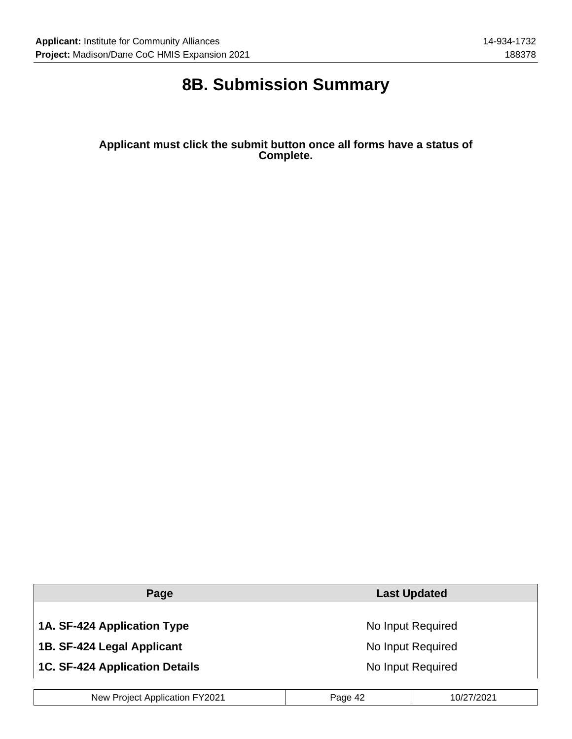# 8B. Submission Summary

**Applicant must click the submit button once all forms have a status of Complete.**

| Page | Last Updated |
| --- | --- |
| **1A. SF-424 Application Type** | No Input Required |
| **1B. SF-424 Legal Applicant** | No Input Required |
| **1C. SF-424 Application Details** | No Input Required |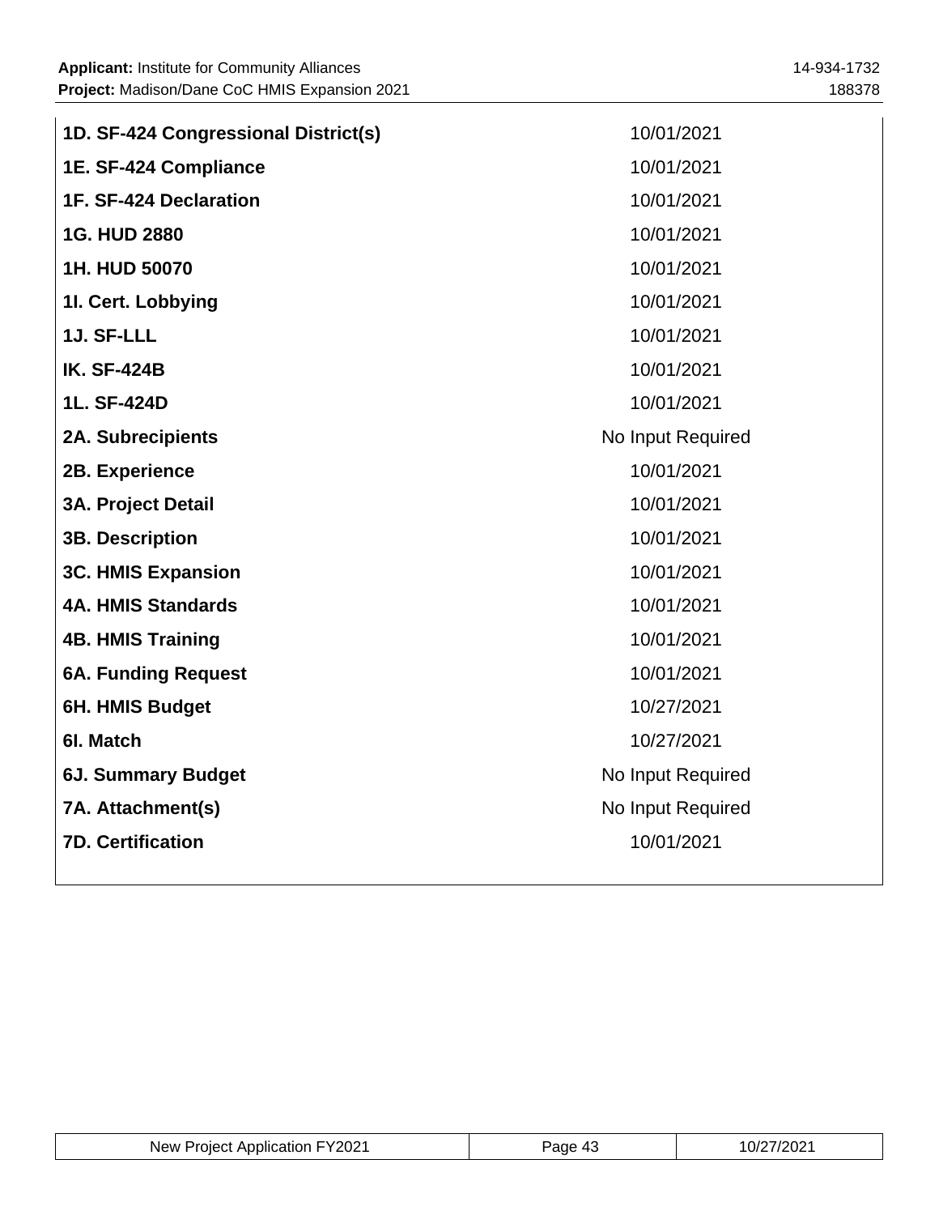| | |
|---|---|
| **1D. SF-424 Congressional District(s)** | 10/01/2021 |
| **1E. SF-424 Compliance** | 10/01/2021 |
| **1F. SF-424 Declaration** | 10/01/2021 |
| **1G. HUD 2880** | 10/01/2021 |
| **1H. HUD 50070** | 10/01/2021 |
| **1I. Cert. Lobbying** | 10/01/2021 |
| **1J. SF-LLL** | 10/01/2021 |
| **IK. SF-424B** | 10/01/2021 |
| **1L. SF-424D** | 10/01/2021 |
| **2A. Subrecipients** | No Input Required |
| **2B. Experience** | 10/01/2021 |
| **3A. Project Detail** | 10/01/2021 |
| **3B. Description** | 10/01/2021 |
| **3C. HMIS Expansion** | 10/01/2021 |
| **4A. HMIS Standards** | 10/01/2021 |
| **4B. HMIS Training** | 10/01/2021 |
| **6A. Funding Request** | 10/01/2021 |
| **6H. HMIS Budget** | 10/27/2021 |
| **6I. Match** | 10/27/2021 |
| **6J. Summary Budget** | No Input Required |
| **7A. Attachment(s)** | No Input Required |
| **7D. Certification** | 10/01/2021 |